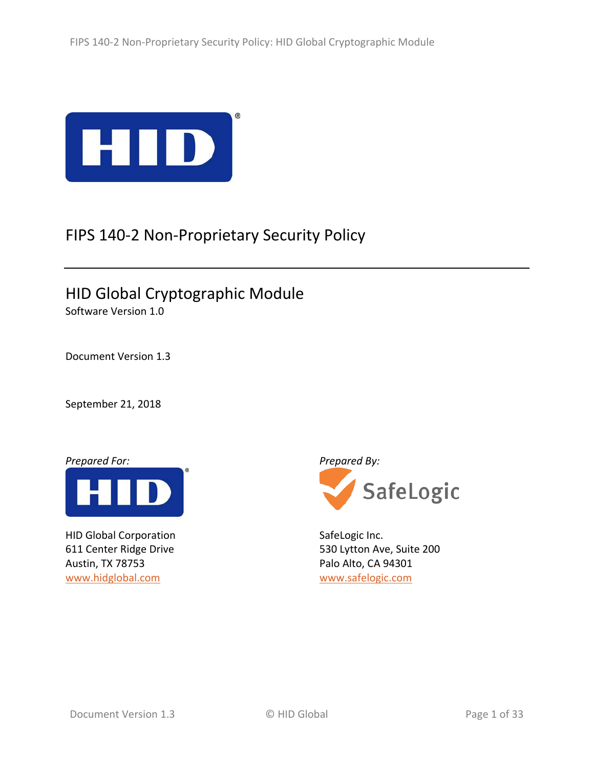# FIPS 140-2 Non-Proprietary Security Policy

## HID Global Cryptographic Module

Software Version 1.0

Document Version 1.3

September 21, 2018

*Prepared For:*

HID Global Corporation
611 Center Ridge Drive
Austin, TX 78753
www.hidglobal.com

*Prepared By:*

SafeLogic Inc.
530 Lytton Ave, Suite 200
Palo Alto, CA 94301
www.safelogic.com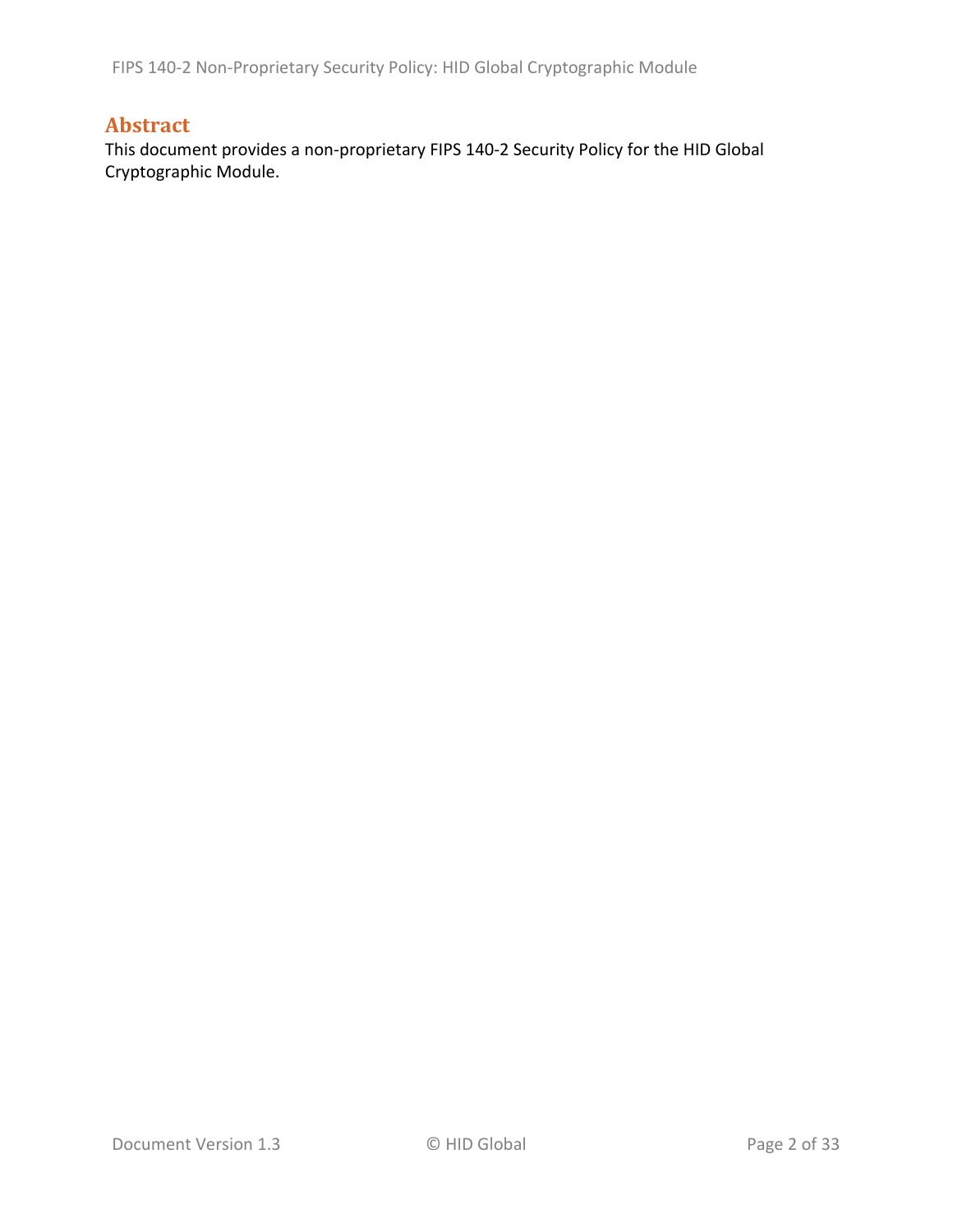## Abstract

This document provides a non-proprietary FIPS 140-2 Security Policy for the HID Global Cryptographic Module.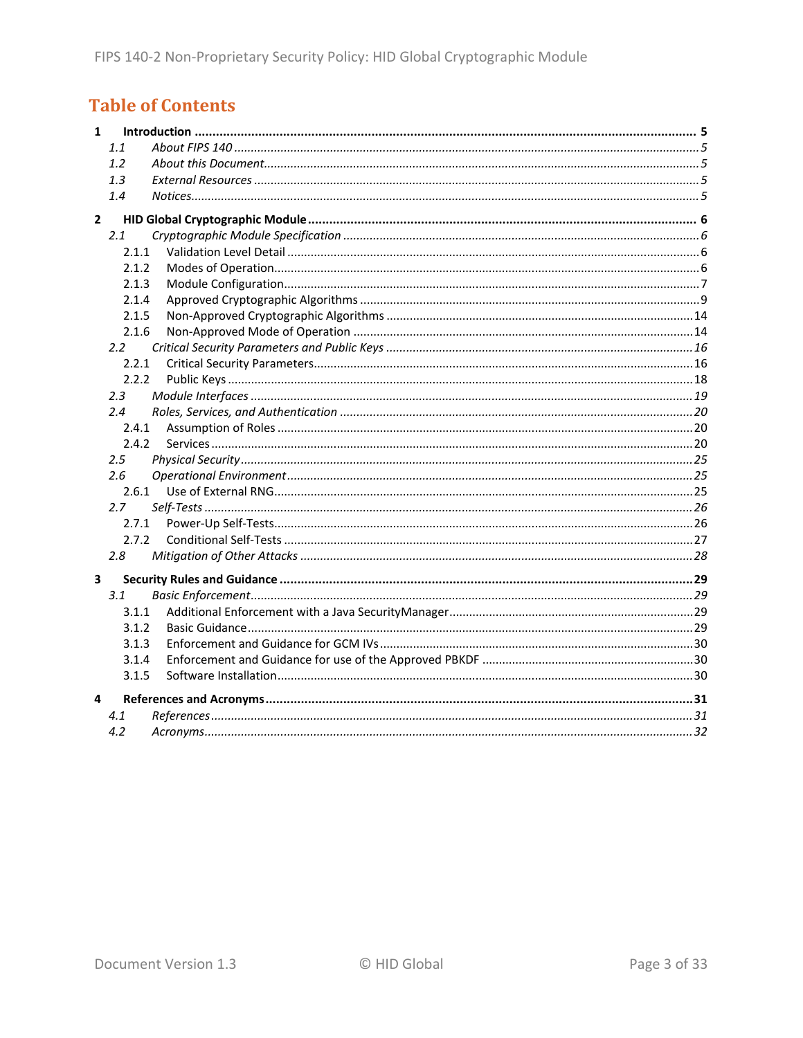# Table of Contents

**1 Introduction** .......... **5**

*1.1 About FIPS 140* .......... *5*

*1.2 About this Document* .......... *5*

*1.3 External Resources* .......... *5*

*1.4 Notices* .......... *5*

**2 HID Global Cryptographic Module** .......... **6**

*2.1 Cryptographic Module Specification* .......... *6*

2.1.1 Validation Level Detail .......... 6

2.1.2 Modes of Operation .......... 6

2.1.3 Module Configuration .......... 7

2.1.4 Approved Cryptographic Algorithms .......... 9

2.1.5 Non-Approved Cryptographic Algorithms .......... 14

2.1.6 Non-Approved Mode of Operation .......... 14

*2.2 Critical Security Parameters and Public Keys* .......... *16*

2.2.1 Critical Security Parameters .......... 16

2.2.2 Public Keys .......... 18

*2.3 Module Interfaces* .......... *19*

*2.4 Roles, Services, and Authentication* .......... *20*

2.4.1 Assumption of Roles .......... 20

2.4.2 Services .......... 20

*2.5 Physical Security* .......... *25*

*2.6 Operational Environment* .......... *25*

2.6.1 Use of External RNG .......... 25

*2.7 Self-Tests* .......... *26*

2.7.1 Power-Up Self-Tests .......... 26

2.7.2 Conditional Self-Tests .......... 27

*2.8 Mitigation of Other Attacks* .......... *28*

**3 Security Rules and Guidance** .......... **29**

*3.1 Basic Enforcement* .......... *29*

3.1.1 Additional Enforcement with a Java SecurityManager .......... 29

3.1.2 Basic Guidance .......... 29

3.1.3 Enforcement and Guidance for GCM IVs .......... 30

3.1.4 Enforcement and Guidance for use of the Approved PBKDF .......... 30

3.1.5 Software Installation .......... 30

**4 References and Acronyms** .......... **31**

*4.1 References* .......... *31*

*4.2 Acronyms* .......... *32*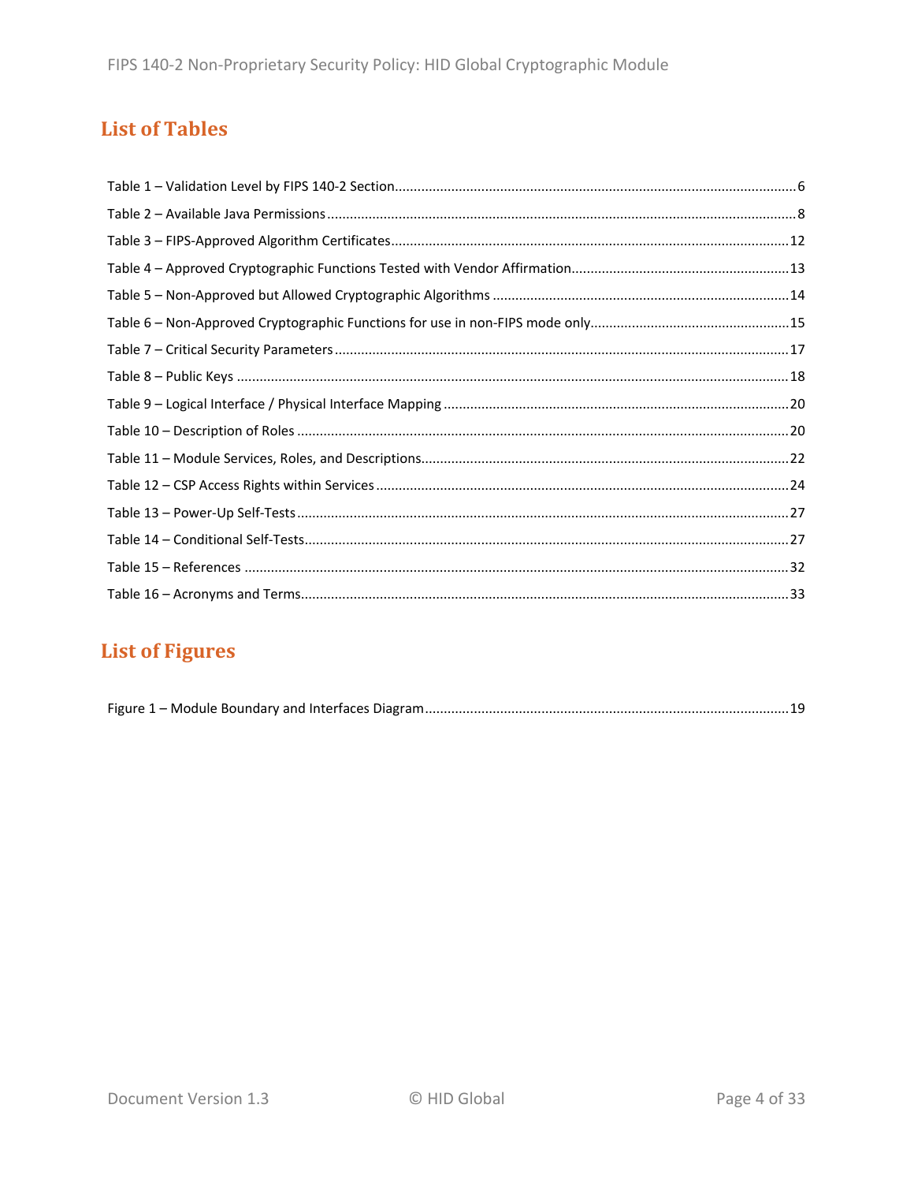# List of Tables

Table 1 – Validation Level by FIPS 140-2 Section....................6
Table 2 – Available Java Permissions....................8
Table 3 – FIPS-Approved Algorithm Certificates....................12
Table 4 – Approved Cryptographic Functions Tested with Vendor Affirmation....................13
Table 5 – Non-Approved but Allowed Cryptographic Algorithms....................14
Table 6 – Non-Approved Cryptographic Functions for use in non-FIPS mode only....................15
Table 7 – Critical Security Parameters....................17
Table 8 – Public Keys....................18
Table 9 – Logical Interface / Physical Interface Mapping....................20
Table 10 – Description of Roles....................20
Table 11 – Module Services, Roles, and Descriptions....................22
Table 12 – CSP Access Rights within Services....................24
Table 13 – Power-Up Self-Tests....................27
Table 14 – Conditional Self-Tests....................27
Table 15 – References....................32
Table 16 – Acronyms and Terms....................33

# List of Figures

Figure 1 – Module Boundary and Interfaces Diagram....................19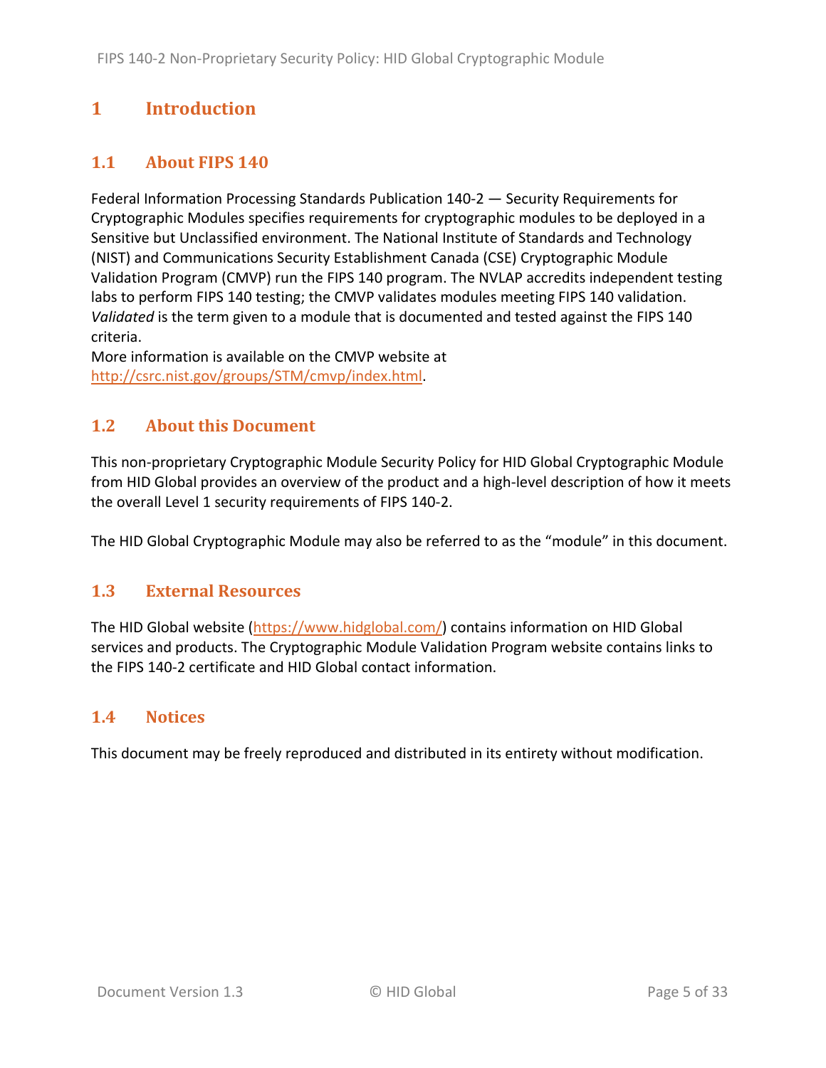# 1 Introduction

## 1.1 About FIPS 140

Federal Information Processing Standards Publication 140-2 — Security Requirements for Cryptographic Modules specifies requirements for cryptographic modules to be deployed in a Sensitive but Unclassified environment. The National Institute of Standards and Technology (NIST) and Communications Security Establishment Canada (CSE) Cryptographic Module Validation Program (CMVP) run the FIPS 140 program. The NVLAP accredits independent testing labs to perform FIPS 140 testing; the CMVP validates modules meeting FIPS 140 validation. *Validated* is the term given to a module that is documented and tested against the FIPS 140 criteria.

More information is available on the CMVP website at http://csrc.nist.gov/groups/STM/cmvp/index.html.

## 1.2 About this Document

This non-proprietary Cryptographic Module Security Policy for HID Global Cryptographic Module from HID Global provides an overview of the product and a high-level description of how it meets the overall Level 1 security requirements of FIPS 140-2.

The HID Global Cryptographic Module may also be referred to as the "module" in this document.

## 1.3 External Resources

The HID Global website (https://www.hidglobal.com/) contains information on HID Global services and products. The Cryptographic Module Validation Program website contains links to the FIPS 140-2 certificate and HID Global contact information.

## 1.4 Notices

This document may be freely reproduced and distributed in its entirety without modification.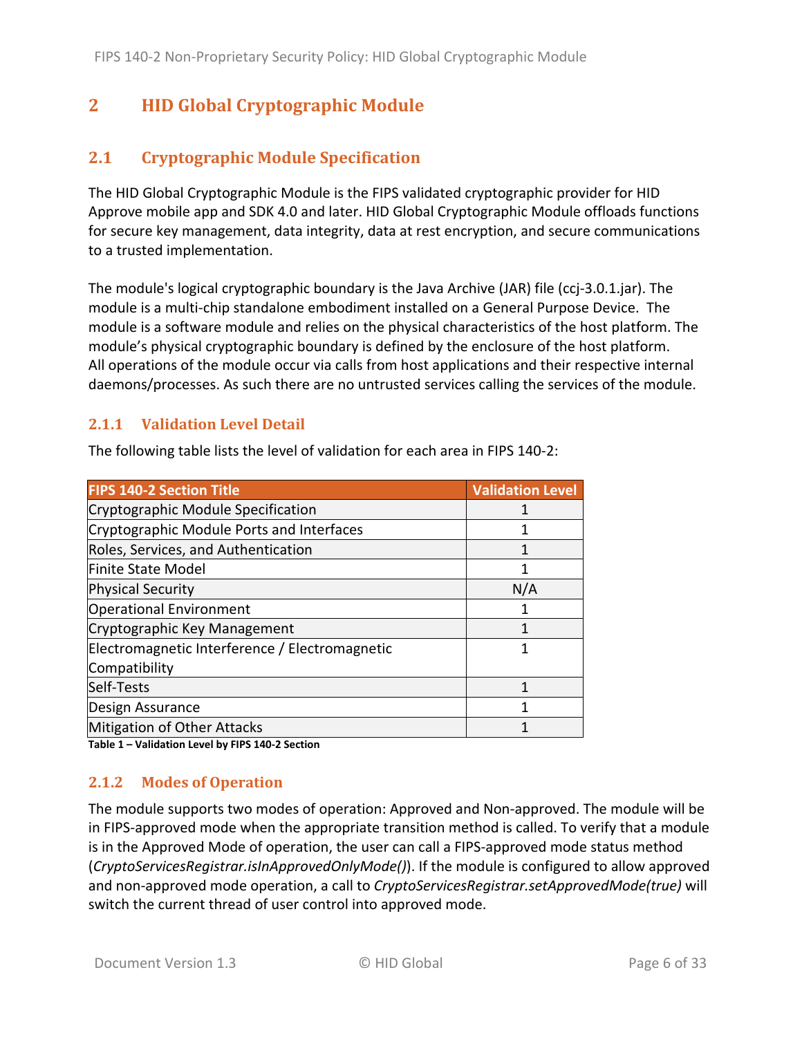# 2 HID Global Cryptographic Module

## 2.1 Cryptographic Module Specification

The HID Global Cryptographic Module is the FIPS validated cryptographic provider for HID Approve mobile app and SDK 4.0 and later. HID Global Cryptographic Module offloads functions for secure key management, data integrity, data at rest encryption, and secure communications to a trusted implementation.

The module's logical cryptographic boundary is the Java Archive (JAR) file (ccj-3.0.1.jar). The module is a multi-chip standalone embodiment installed on a General Purpose Device. The module is a software module and relies on the physical characteristics of the host platform. The module's physical cryptographic boundary is defined by the enclosure of the host platform. All operations of the module occur via calls from host applications and their respective internal daemons/processes. As such there are no untrusted services calling the services of the module.

### 2.1.1 Validation Level Detail

The following table lists the level of validation for each area in FIPS 140-2:

| FIPS 140-2 Section Title | Validation Level |
|---|---|
| Cryptographic Module Specification | 1 |
| Cryptographic Module Ports and Interfaces | 1 |
| Roles, Services, and Authentication | 1 |
| Finite State Model | 1 |
| Physical Security | N/A |
| Operational Environment | 1 |
| Cryptographic Key Management | 1 |
| Electromagnetic Interference / Electromagnetic Compatibility | 1 |
| Self-Tests | 1 |
| Design Assurance | 1 |
| Mitigation of Other Attacks | 1 |

**Table 1 – Validation Level by FIPS 140-2 Section**

### 2.1.2 Modes of Operation

The module supports two modes of operation: Approved and Non-approved. The module will be in FIPS-approved mode when the appropriate transition method is called. To verify that a module is in the Approved Mode of operation, the user can call a FIPS-approved mode status method (*CryptoServicesRegistrar.isInApprovedOnlyMode()*). If the module is configured to allow approved and non-approved mode operation, a call to *CryptoServicesRegistrar.setApprovedMode(true)* will switch the current thread of user control into approved mode.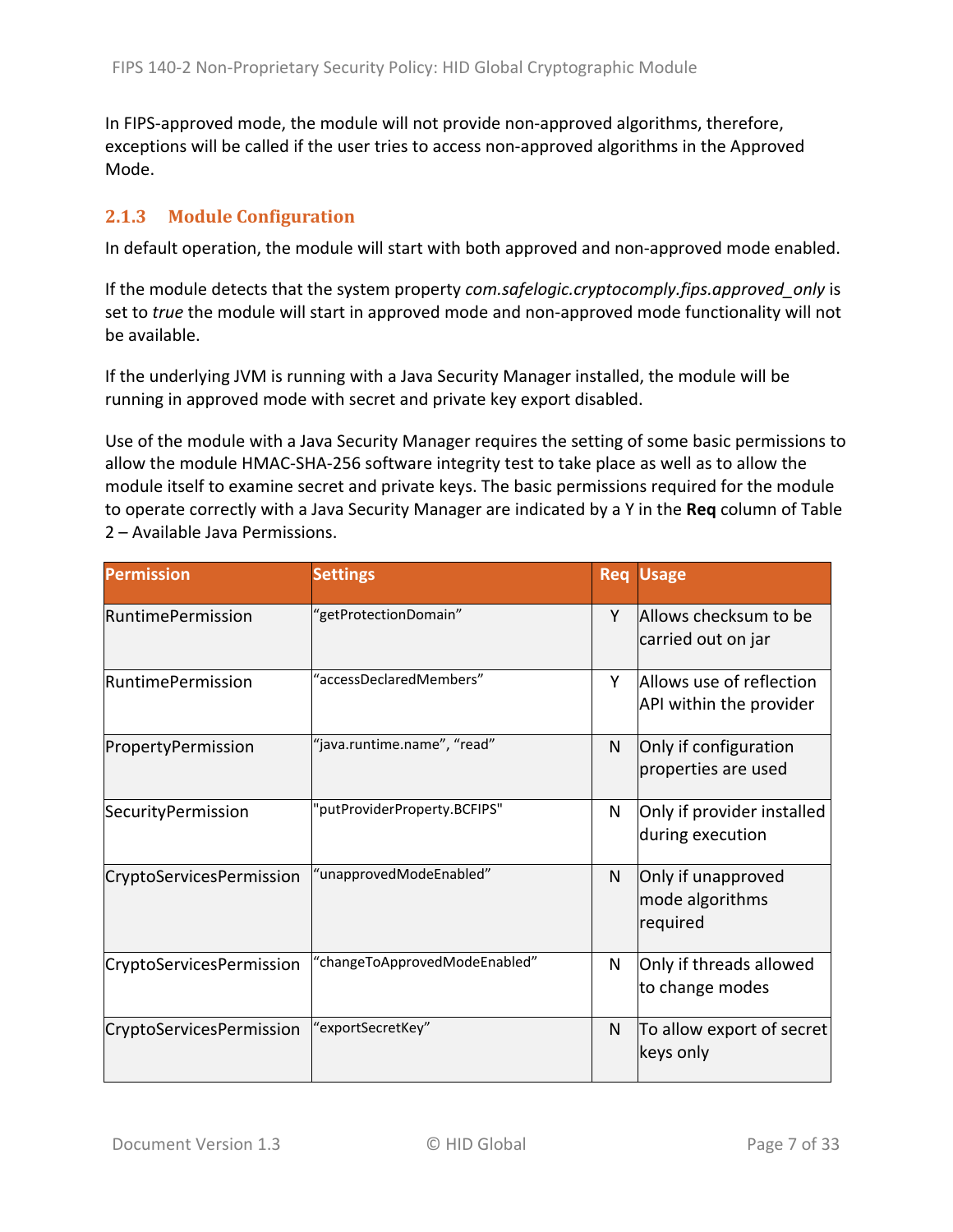In FIPS-approved mode, the module will not provide non-approved algorithms, therefore, exceptions will be called if the user tries to access non-approved algorithms in the Approved Mode.

### 2.1.3 Module Configuration

In default operation, the module will start with both approved and non-approved mode enabled.

If the module detects that the system property *com.safelogic.cryptocomply.fips.approved_only* is set to *true* the module will start in approved mode and non-approved mode functionality will not be available.

If the underlying JVM is running with a Java Security Manager installed, the module will be running in approved mode with secret and private key export disabled.

Use of the module with a Java Security Manager requires the setting of some basic permissions to allow the module HMAC-SHA-256 software integrity test to take place as well as to allow the module itself to examine secret and private keys. The basic permissions required for the module to operate correctly with a Java Security Manager are indicated by a Y in the **Req** column of Table 2 – Available Java Permissions.

| Permission | Settings | Req | Usage |
|---|---|---|---|
| RuntimePermission | "getProtectionDomain" | Y | Allows checksum to be carried out on jar |
| RuntimePermission | "accessDeclaredMembers" | Y | Allows use of reflection API within the provider |
| PropertyPermission | "java.runtime.name", "read" | N | Only if configuration properties are used |
| SecurityPermission | "putProviderProperty.BCFIPS" | N | Only if provider installed during execution |
| CryptoServicesPermission | "unapprovedModeEnabled" | N | Only if unapproved mode algorithms required |
| CryptoServicesPermission | "changeToApprovedModeEnabled" | N | Only if threads allowed to change modes |
| CryptoServicesPermission | "exportSecretKey" | N | To allow export of secret keys only |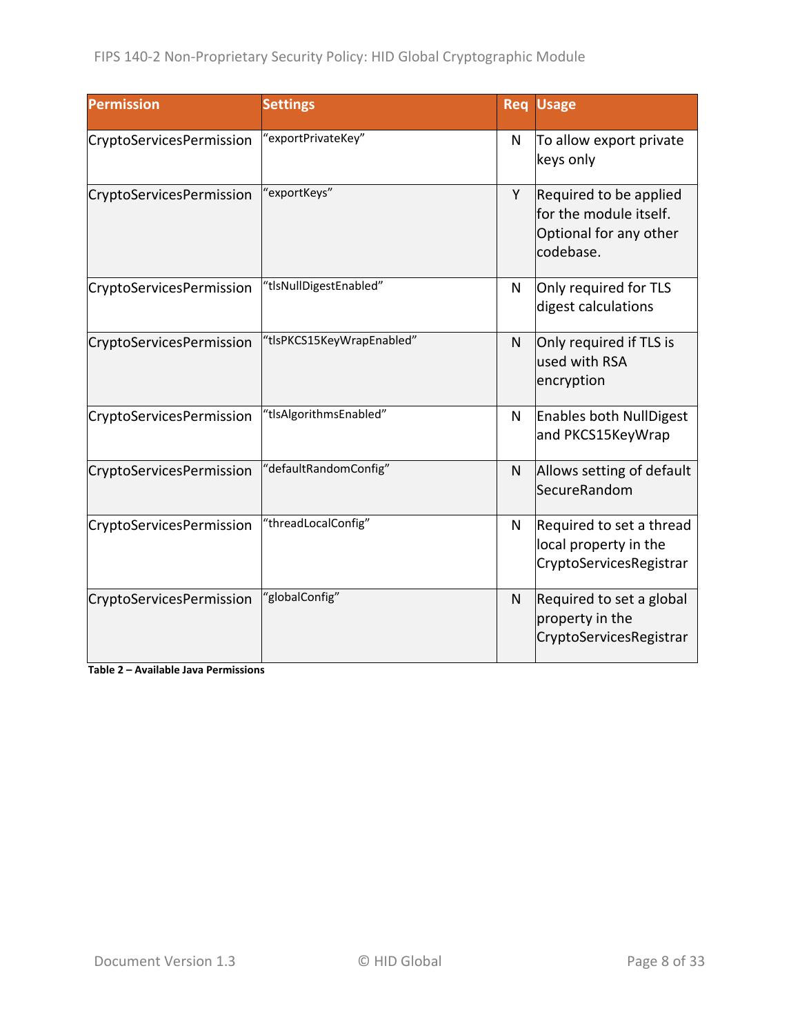| Permission | Settings | Req | Usage |
|---|---|---|---|
| CryptoServicesPermission | “exportPrivateKey” | N | To allow export private keys only |
| CryptoServicesPermission | “exportKeys” | Y | Required to be applied for the module itself. Optional for any other codebase. |
| CryptoServicesPermission | “tlsNullDigestEnabled” | N | Only required for TLS digest calculations |
| CryptoServicesPermission | “tlsPKCS15KeyWrapEnabled” | N | Only required if TLS is used with RSA encryption |
| CryptoServicesPermission | “tlsAlgorithmsEnabled” | N | Enables both NullDigest and PKCS15KeyWrap |
| CryptoServicesPermission | “defaultRandomConfig” | N | Allows setting of default SecureRandom |
| CryptoServicesPermission | “threadLocalConfig” | N | Required to set a thread local property in the CryptoServicesRegistrar |
| CryptoServicesPermission | “globalConfig” | N | Required to set a global property in the CryptoServicesRegistrar |

**Table 2 – Available Java Permissions**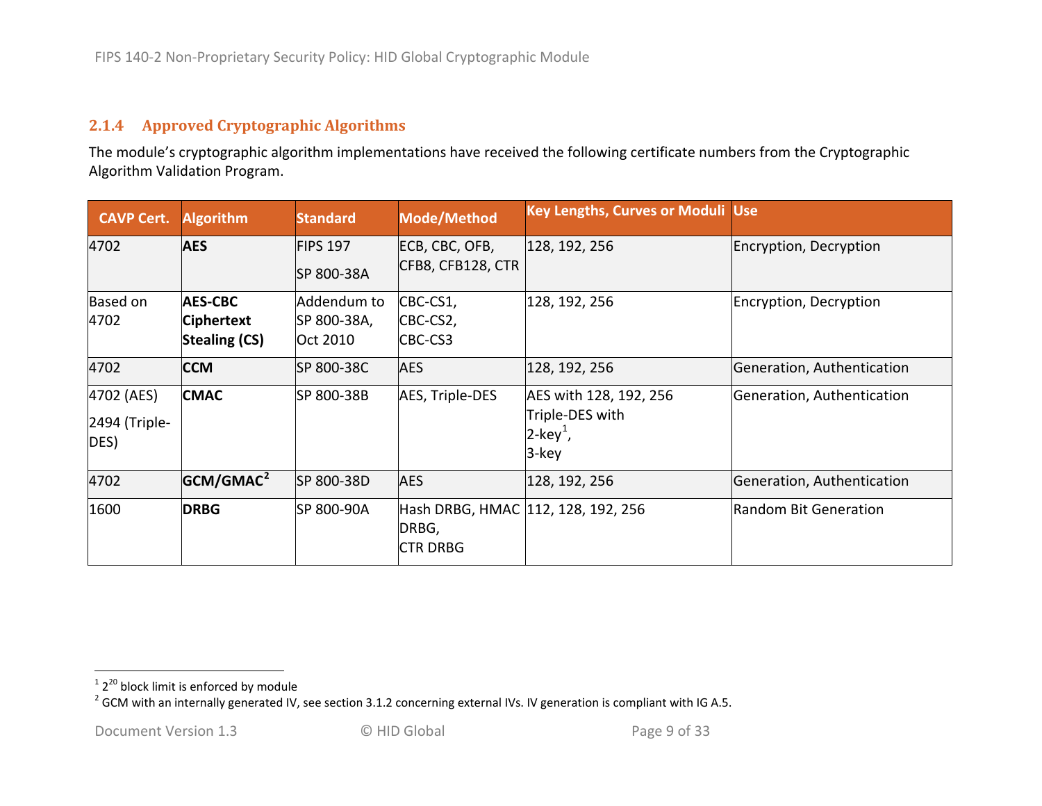### 2.1.4 Approved Cryptographic Algorithms

The module's cryptographic algorithm implementations have received the following certificate numbers from the Cryptographic Algorithm Validation Program.

| CAVP Cert. | Algorithm | Standard | Mode/Method | Key Lengths, Curves or Moduli | Use |
|---|---|---|---|---|---|
| 4702 | **AES** | FIPS 197<br>SP 800-38A | ECB, CBC, OFB, CFB8, CFB128, CTR | 128, 192, 256 | Encryption, Decryption |
| Based on 4702 | **AES-CBC Ciphertext Stealing (CS)** | Addendum to SP 800-38A, Oct 2010 | CBC-CS1,<br>CBC-CS2,<br>CBC-CS3 | 128, 192, 256 | Encryption, Decryption |
| 4702 | **CCM** | SP 800-38C | AES | 128, 192, 256 | Generation, Authentication |
| 4702 (AES)<br>2494 (Triple-DES) | **CMAC** | SP 800-38B | AES, Triple-DES | AES with 128, 192, 256<br>Triple-DES with<br>2-key[1],<br>3-key | Generation, Authentication |
| 4702 | **GCM/GMAC**[2] | SP 800-38D | AES | 128, 192, 256 | Generation, Authentication |
| 1600 | **DRBG** | SP 800-90A | Hash DRBG, HMAC DRBG,<br>CTR DRBG | 112, 128, 192, 256 | Random Bit Generation |

[1] $2^{20}$ block limit is enforced by module

[2] GCM with an internally generated IV, see section 3.1.2 concerning external IVs. IV generation is compliant with IG A.5.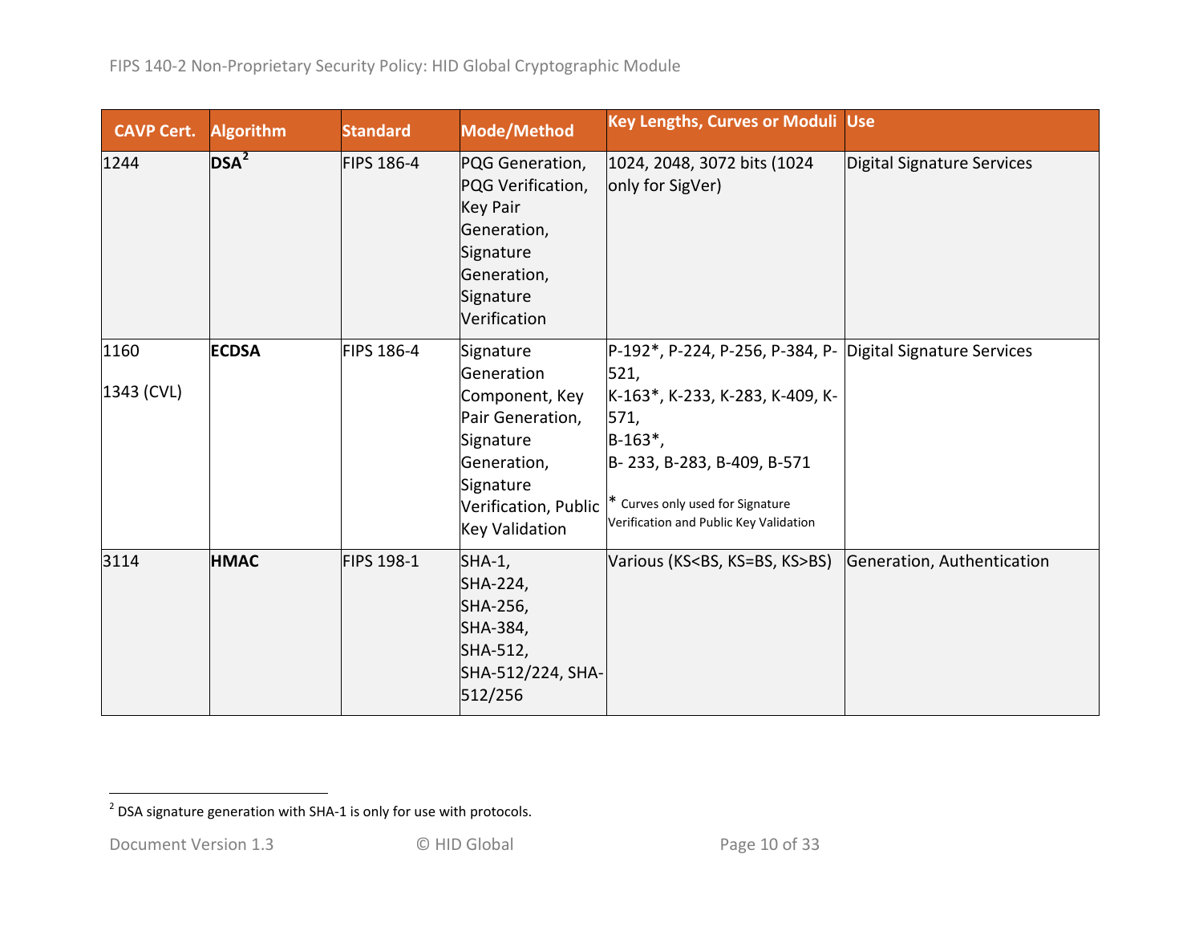| CAVP Cert. | Algorithm | Standard | Mode/Method | Key Lengths, Curves or Moduli | Use |
|---|---|---|---|---|---|
| 1244 | **DSA**[2] | FIPS 186-4 | PQG Generation, PQG Verification, Key Pair Generation, Signature Generation, Signature Verification | 1024, 2048, 3072 bits (1024 only for SigVer) | Digital Signature Services |
| 1160<br><br>1343 (CVL) | **ECDSA** | FIPS 186-4 | Signature Generation Component, Key Pair Generation, Signature Generation, Signature Verification, Public Key Validation | P-192*, P-224, P-256, P-384, P-521,<br>K-163*, K-233, K-283, K-409, K-571,<br>B-163*,<br>B- 233, B-283, B-409, B-571<br><br>* Curves only used for Signature Verification and Public Key Validation | Digital Signature Services |
| 3114 | **HMAC** | FIPS 198-1 | SHA-1,<br>SHA-224,<br>SHA-256,<br>SHA-384,<br>SHA-512,<br>SHA-512/224, SHA-512/256 | Various (KS<BS, KS=BS, KS>BS) | Generation, Authentication |

[2] DSA signature generation with SHA-1 is only for use with protocols.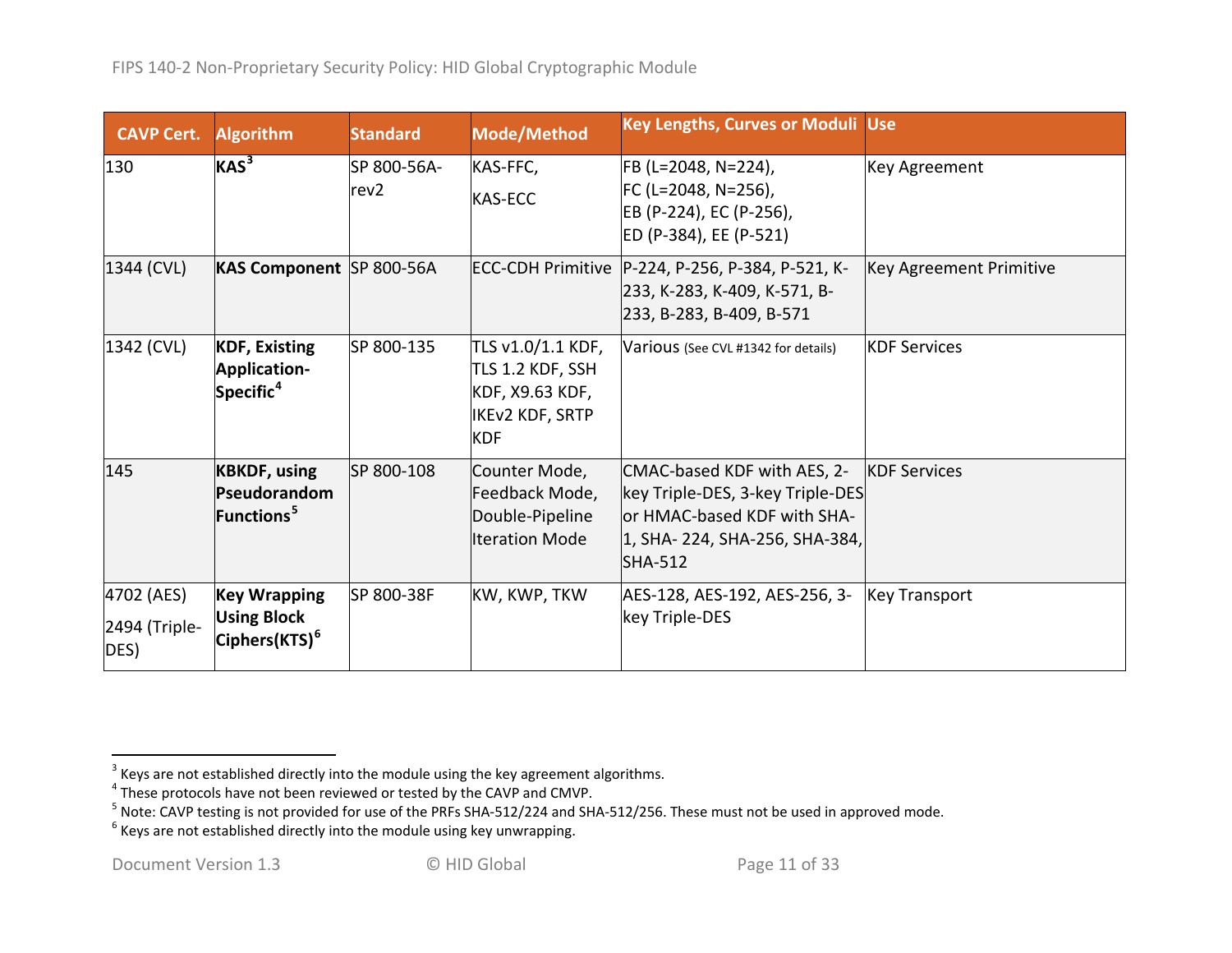| CAVP Cert. | Algorithm | Standard | Mode/Method | Key Lengths, Curves or Moduli | Use |
|---|---|---|---|---|---|
| 130 | **KAS**[3] | SP 800-56A-rev2 | KAS-FFC, KAS-ECC | FB (L=2048, N=224), FC (L=2048, N=256), EB (P-224), EC (P-256), ED (P-384), EE (P-521) | Key Agreement |
| 1344 (CVL) | **KAS Component** | SP 800-56A | ECC-CDH Primitive | P-224, P-256, P-384, P-521, K-233, K-283, K-409, K-571, B-233, B-283, B-409, B-571 | Key Agreement Primitive |
| 1342 (CVL) | **KDF, Existing Application-Specific**[4] | SP 800-135 | TLS v1.0/1.1 KDF, TLS 1.2 KDF, SSH KDF, X9.63 KDF, IKEv2 KDF, SRTP KDF | Various (See CVL #1342 for details) | KDF Services |
| 145 | **KBKDF, using Pseudorandom Functions**[5] | SP 800-108 | Counter Mode, Feedback Mode, Double-Pipeline Iteration Mode | CMAC-based KDF with AES, 2-key Triple-DES, 3-key Triple-DES or HMAC-based KDF with SHA-1, SHA- 224, SHA-256, SHA-384, SHA-512 | KDF Services |
| 4702 (AES) 2494 (Triple-DES) | **Key Wrapping Using Block Ciphers(KTS)**[6] | SP 800-38F | KW, KWP, TKW | AES-128, AES-192, AES-256, 3-key Triple-DES | Key Transport |

[3] Keys are not established directly into the module using the key agreement algorithms.
[4] These protocols have not been reviewed or tested by the CAVP and CMVP.
[5] Note: CAVP testing is not provided for use of the PRFs SHA-512/224 and SHA-512/256. These must not be used in approved mode.
[6] Keys are not established directly into the module using key unwrapping.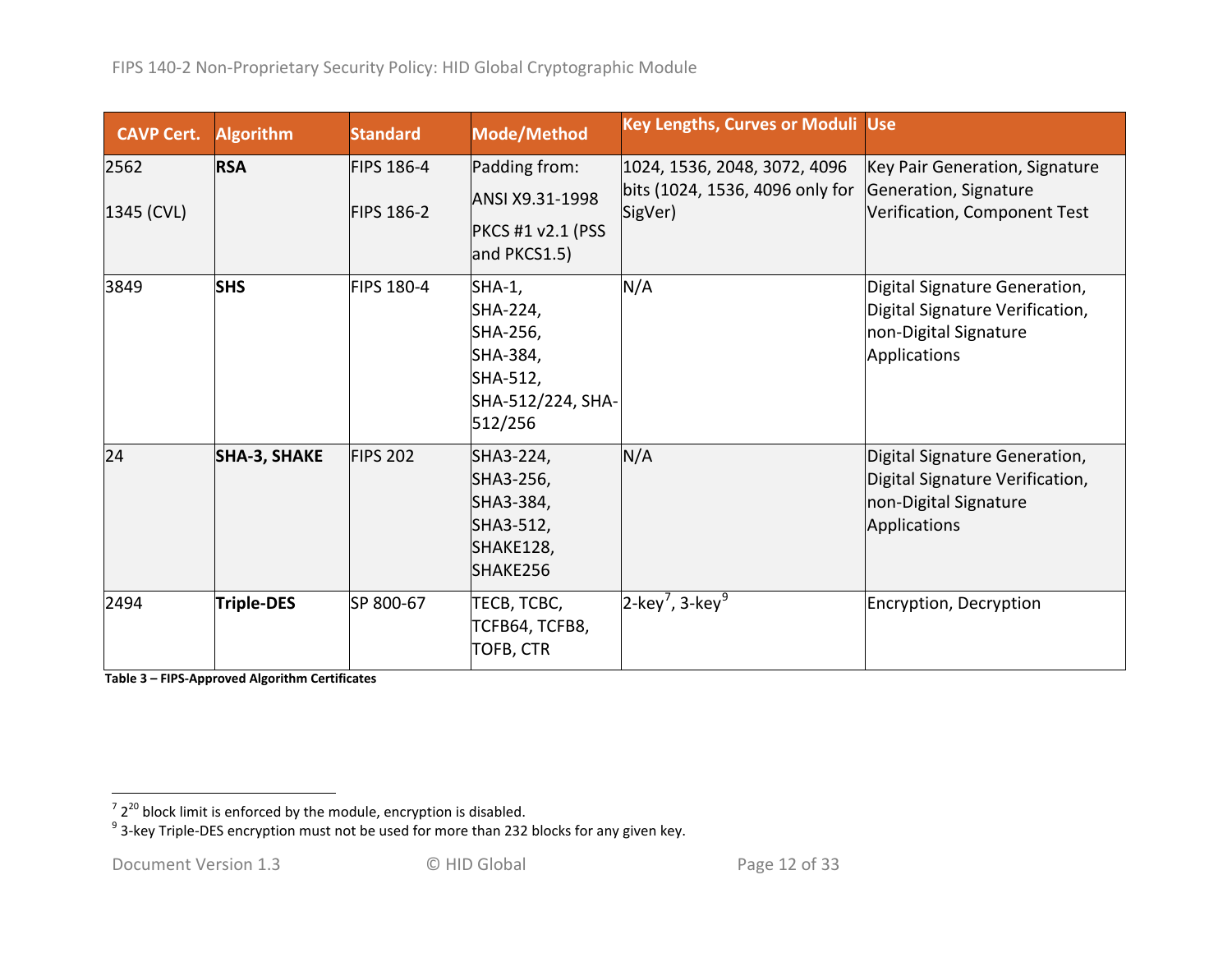| CAVP Cert. | Algorithm | Standard | Mode/Method | Key Lengths, Curves or Moduli | Use |
|---|---|---|---|---|---|
| 2562<br><br>1345 (CVL) | **RSA** | FIPS 186-4<br><br>FIPS 186-2 | Padding from:<br>ANSI X9.31-1998<br>PKCS #1 v2.1 (PSS and PKCS1.5) | 1024, 1536, 2048, 3072, 4096 bits (1024, 1536, 4096 only for SigVer) | Key Pair Generation, Signature Generation, Signature Verification, Component Test |
| 3849 | **SHS** | FIPS 180-4 | SHA-1, SHA-224, SHA-256, SHA-384, SHA-512, SHA-512/224, SHA-512/256 | N/A | Digital Signature Generation, Digital Signature Verification, non-Digital Signature Applications |
| 24 | **SHA-3, SHAKE** | FIPS 202 | SHA3-224, SHA3-256, SHA3-384, SHA3-512, SHAKE128, SHAKE256 | N/A | Digital Signature Generation, Digital Signature Verification, non-Digital Signature Applications |
| 2494 | **Triple-DES** | SP 800-67 | TECB, TCBC, TCFB64, TCFB8, TOFB, CTR | 2-key[7], 3-key[9] | Encryption, Decryption |

**Table 3 – FIPS-Approved Algorithm Certificates**

[7] $2^{20}$ block limit is enforced by the module, encryption is disabled.

[9] 3-key Triple-DES encryption must not be used for more than 232 blocks for any given key.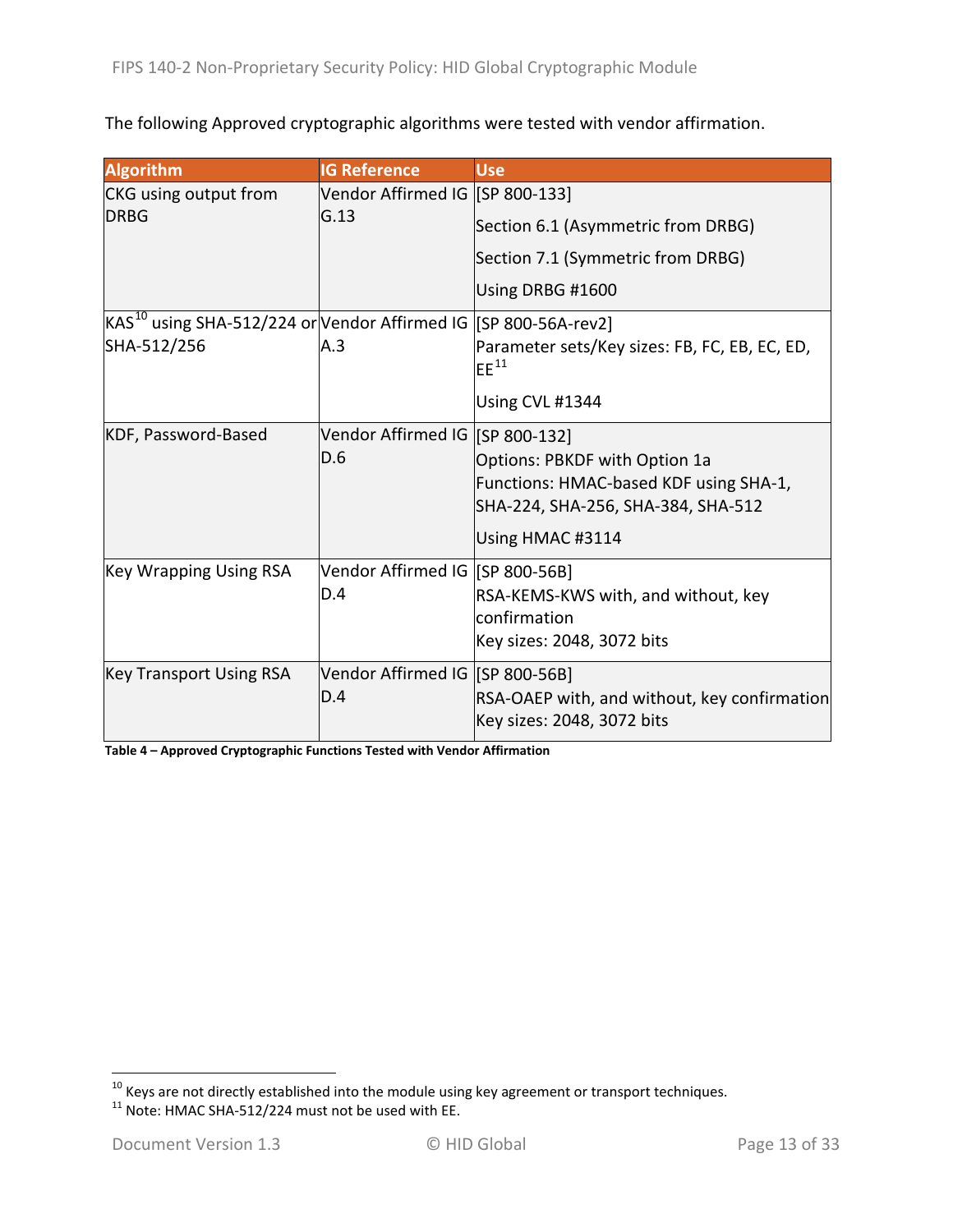The following Approved cryptographic algorithms were tested with vendor affirmation.

| Algorithm | IG Reference | Use |
|---|---|---|
| CKG using output from DRBG | Vendor Affirmed IG G.13 | [SP 800-133]<br>Section 6.1 (Asymmetric from DRBG)<br>Section 7.1 (Symmetric from DRBG)<br>Using DRBG #1600 |
| KAS[10] using SHA-512/224 or SHA-512/256 | Vendor Affirmed IG A.3 | [SP 800-56A-rev2]<br>Parameter sets/Key sizes: FB, FC, EB, EC, ED, EE[11]<br>Using CVL #1344 |
| KDF, Password-Based | Vendor Affirmed IG D.6 | [SP 800-132]<br>Options: PBKDF with Option 1a<br>Functions: HMAC-based KDF using SHA-1, SHA-224, SHA-256, SHA-384, SHA-512<br>Using HMAC #3114 |
| Key Wrapping Using RSA | Vendor Affirmed IG D.4 | [SP 800-56B]<br>RSA-KEMS-KWS with, and without, key confirmation<br>Key sizes: 2048, 3072 bits |
| Key Transport Using RSA | Vendor Affirmed IG D.4 | [SP 800-56B]<br>RSA-OAEP with, and without, key confirmation<br>Key sizes: 2048, 3072 bits |

**Table 4 – Approved Cryptographic Functions Tested with Vendor Affirmation**

[10] Keys are not directly established into the module using key agreement or transport techniques.

[11] Note: HMAC SHA-512/224 must not be used with EE.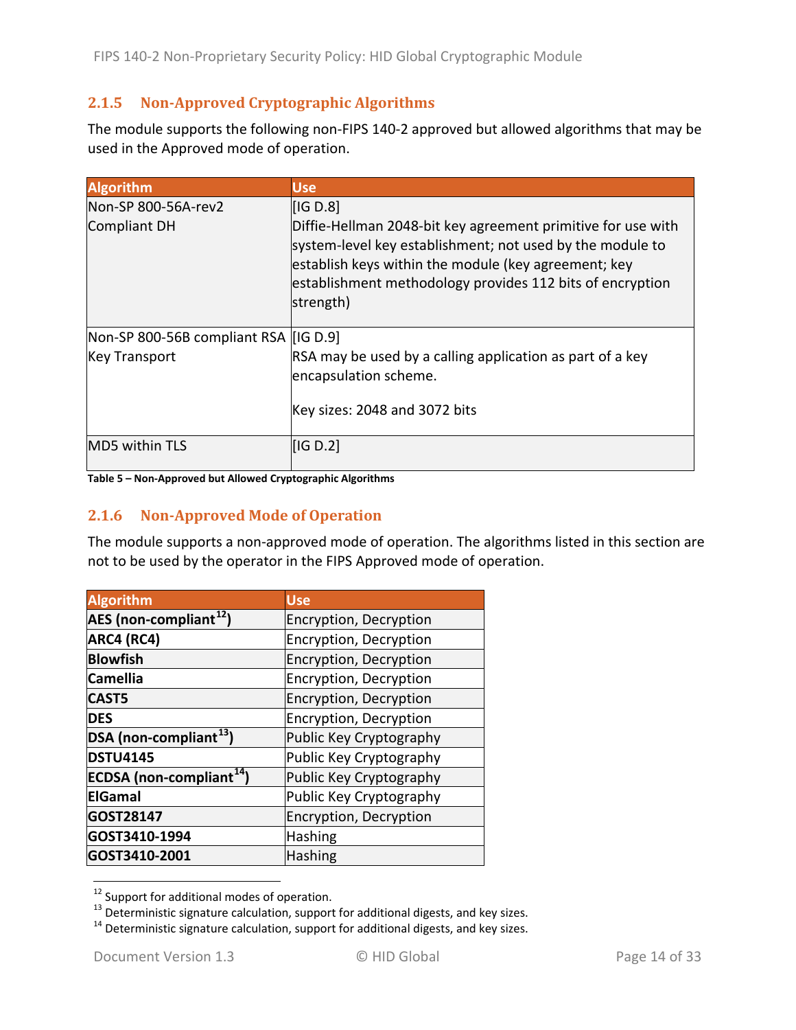### 2.1.5 Non-Approved Cryptographic Algorithms

The module supports the following non-FIPS 140-2 approved but allowed algorithms that may be used in the Approved mode of operation.

| Algorithm | Use |
|---|---|
| Non-SP 800-56A-rev2 Compliant DH | [IG D.8] Diffie-Hellman 2048-bit key agreement primitive for use with system-level key establishment; not used by the module to establish keys within the module (key agreement; key establishment methodology provides 112 bits of encryption strength) |
| Non-SP 800-56B compliant RSA Key Transport | [IG D.9] RSA may be used by a calling application as part of a key encapsulation scheme.<br><br>Key sizes: 2048 and 3072 bits |
| MD5 within TLS | [IG D.2] |

**Table 5 – Non-Approved but Allowed Cryptographic Algorithms**

### 2.1.6 Non-Approved Mode of Operation

The module supports a non-approved mode of operation. The algorithms listed in this section are not to be used by the operator in the FIPS Approved mode of operation.

| Algorithm | Use |
|---|---|
| **AES (non-compliant[12])** | Encryption, Decryption |
| **ARC4 (RC4)** | Encryption, Decryption |
| **Blowfish** | Encryption, Decryption |
| **Camellia** | Encryption, Decryption |
| **CAST5** | Encryption, Decryption |
| **DES** | Encryption, Decryption |
| **DSA (non-compliant[13])** | Public Key Cryptography |
| **DSTU4145** | Public Key Cryptography |
| **ECDSA (non-compliant[14])** | Public Key Cryptography |
| **ElGamal** | Public Key Cryptography |
| **GOST28147** | Encryption, Decryption |
| **GOST3410-1994** | Hashing |
| **GOST3410-2001** | Hashing |

[12] Support for additional modes of operation.
[13] Deterministic signature calculation, support for additional digests, and key sizes.
[14] Deterministic signature calculation, support for additional digests, and key sizes.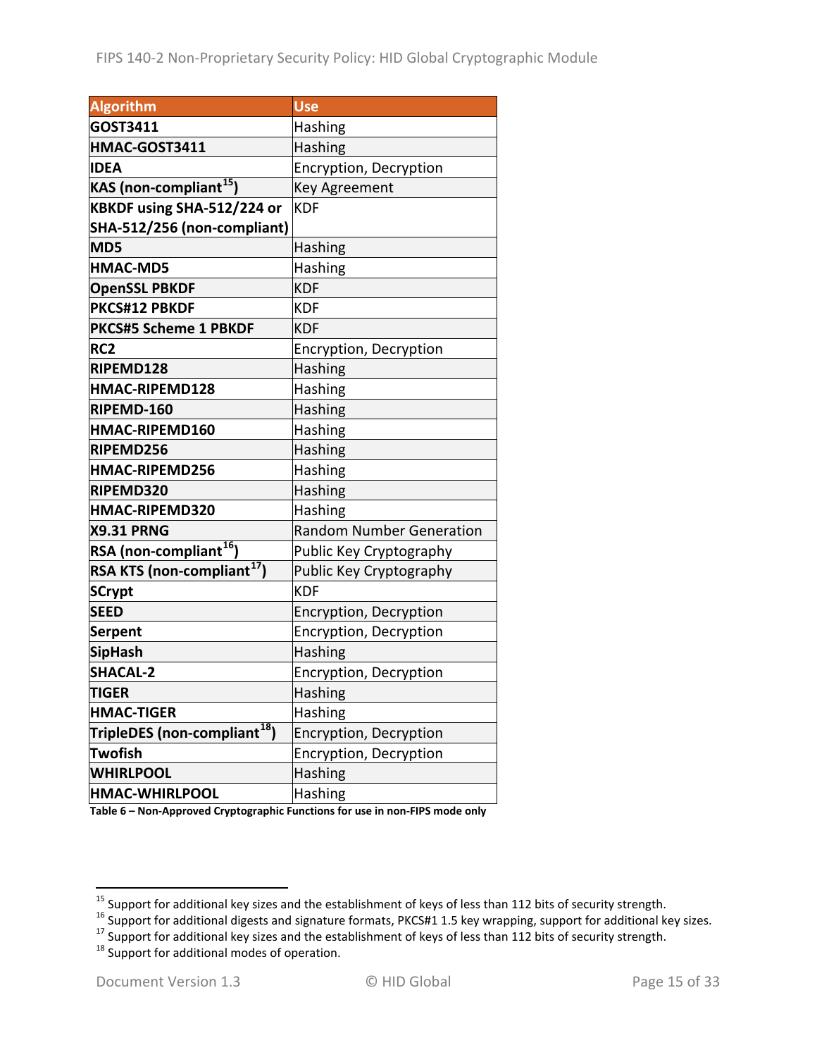| Algorithm | Use |
|---|---|
| **GOST3411** | Hashing |
| **HMAC-GOST3411** | Hashing |
| **IDEA** | Encryption, Decryption |
| **KAS (non-compliant[15])** | Key Agreement |
| **KBKDF using SHA-512/224 or SHA-512/256 (non-compliant)** | KDF |
| **MD5** | Hashing |
| **HMAC-MD5** | Hashing |
| **OpenSSL PBKDF** | KDF |
| **PKCS#12 PBKDF** | KDF |
| **PKCS#5 Scheme 1 PBKDF** | KDF |
| **RC2** | Encryption, Decryption |
| **RIPEMD128** | Hashing |
| **HMAC-RIPEMD128** | Hashing |
| **RIPEMD-160** | Hashing |
| **HMAC-RIPEMD160** | Hashing |
| **RIPEMD256** | Hashing |
| **HMAC-RIPEMD256** | Hashing |
| **RIPEMD320** | Hashing |
| **HMAC-RIPEMD320** | Hashing |
| **X9.31 PRNG** | Random Number Generation |
| **RSA (non-compliant[16])** | Public Key Cryptography |
| **RSA KTS (non-compliant[17])** | Public Key Cryptography |
| **SCrypt** | KDF |
| **SEED** | Encryption, Decryption |
| **Serpent** | Encryption, Decryption |
| **SipHash** | Hashing |
| **SHACAL-2** | Encryption, Decryption |
| **TIGER** | Hashing |
| **HMAC-TIGER** | Hashing |
| **TripleDES (non-compliant[18])** | Encryption, Decryption |
| **Twofish** | Encryption, Decryption |
| **WHIRLPOOL** | Hashing |
| **HMAC-WHIRLPOOL** | Hashing |

**Table 6 – Non-Approved Cryptographic Functions for use in non-FIPS mode only**

---

[15] Support for additional key sizes and the establishment of keys of less than 112 bits of security strength.

[16] Support for additional digests and signature formats, PKCS#1 1.5 key wrapping, support for additional key sizes.

[17] Support for additional key sizes and the establishment of keys of less than 112 bits of security strength.

[18] Support for additional modes of operation.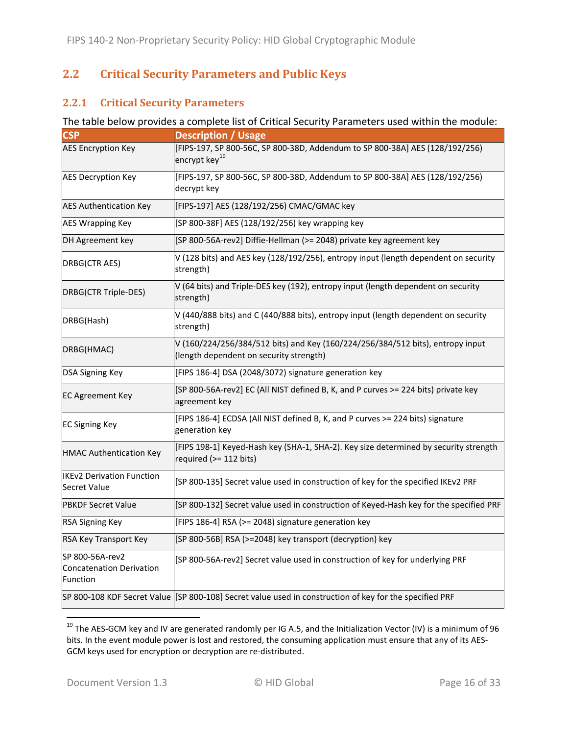## 2.2 Critical Security Parameters and Public Keys

### 2.2.1 Critical Security Parameters

The table below provides a complete list of Critical Security Parameters used within the module:

| CSP | Description / Usage |
|---|---|
| AES Encryption Key | [FIPS-197, SP 800-56C, SP 800-38D, Addendum to SP 800-38A] AES (128/192/256) encrypt key[19] |
| AES Decryption Key | [FIPS-197, SP 800-56C, SP 800-38D, Addendum to SP 800-38A] AES (128/192/256) decrypt key |
| AES Authentication Key | [FIPS-197] AES (128/192/256) CMAC/GMAC key |
| AES Wrapping Key | [SP 800-38F] AES (128/192/256) key wrapping key |
| DH Agreement key | [SP 800-56A-rev2] Diffie-Hellman (>= 2048) private key agreement key |
| DRBG(CTR AES) | V (128 bits) and AES key (128/192/256), entropy input (length dependent on security strength) |
| DRBG(CTR Triple-DES) | V (64 bits) and Triple-DES key (192), entropy input (length dependent on security strength) |
| DRBG(Hash) | V (440/888 bits) and C (440/888 bits), entropy input (length dependent on security strength) |
| DRBG(HMAC) | V (160/224/256/384/512 bits) and Key (160/224/256/384/512 bits), entropy input (length dependent on security strength) |
| DSA Signing Key | [FIPS 186-4] DSA (2048/3072) signature generation key |
| EC Agreement Key | [SP 800-56A-rev2] EC (All NIST defined B, K, and P curves >= 224 bits) private key agreement key |
| EC Signing Key | [FIPS 186-4] ECDSA (All NIST defined B, K, and P curves >= 224 bits) signature generation key |
| HMAC Authentication Key | [FIPS 198-1] Keyed-Hash key (SHA-1, SHA-2). Key size determined by security strength required (>= 112 bits) |
| IKEv2 Derivation Function Secret Value | [SP 800-135] Secret value used in construction of key for the specified IKEv2 PRF |
| PBKDF Secret Value | [SP 800-132] Secret value used in construction of Keyed-Hash key for the specified PRF |
| RSA Signing Key | [FIPS 186-4] RSA (>= 2048) signature generation key |
| RSA Key Transport Key | [SP 800-56B] RSA (>=2048) key transport (decryption) key |
| SP 800-56A-rev2 Concatenation Derivation Function | [SP 800-56A-rev2] Secret value used in construction of key for underlying PRF |
| SP 800-108 KDF Secret Value | [SP 800-108] Secret value used in construction of key for the specified PRF |

[19] The AES-GCM key and IV are generated randomly per IG A.5, and the Initialization Vector (IV) is a minimum of 96 bits. In the event module power is lost and restored, the consuming application must ensure that any of its AES-GCM keys used for encryption or decryption are re-distributed.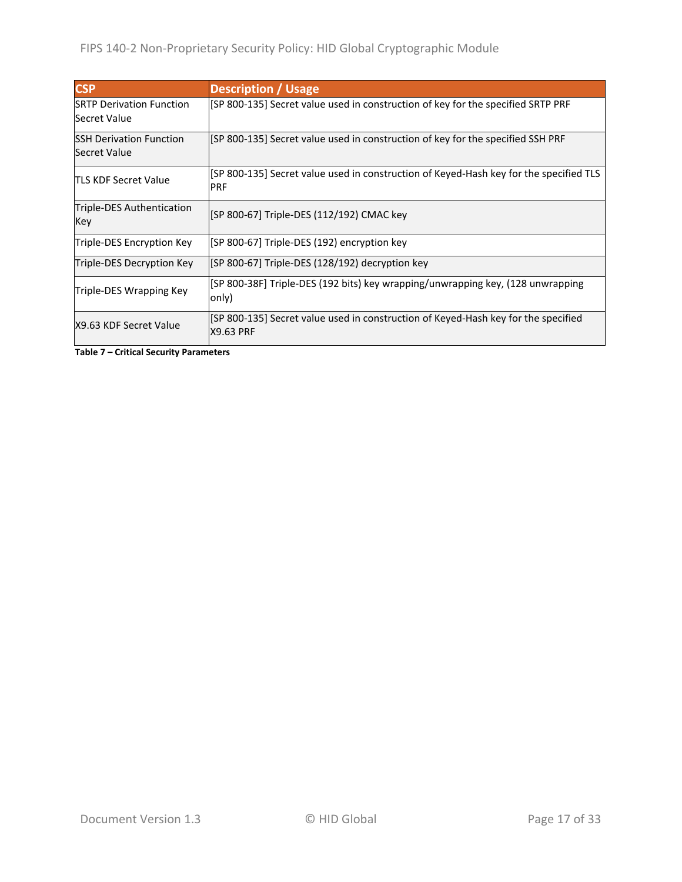| CSP | Description / Usage |
|---|---|
| SRTP Derivation Function Secret Value | [SP 800-135] Secret value used in construction of key for the specified SRTP PRF |
| SSH Derivation Function Secret Value | [SP 800-135] Secret value used in construction of key for the specified SSH PRF |
| TLS KDF Secret Value | [SP 800-135] Secret value used in construction of Keyed-Hash key for the specified TLS PRF |
| Triple-DES Authentication Key | [SP 800-67] Triple-DES (112/192) CMAC key |
| Triple-DES Encryption Key | [SP 800-67] Triple-DES (192) encryption key |
| Triple-DES Decryption Key | [SP 800-67] Triple-DES (128/192) decryption key |
| Triple-DES Wrapping Key | [SP 800-38F] Triple-DES (192 bits) key wrapping/unwrapping key, (128 unwrapping only) |
| X9.63 KDF Secret Value | [SP 800-135] Secret value used in construction of Keyed-Hash key for the specified X9.63 PRF |

**Table 7 – Critical Security Parameters**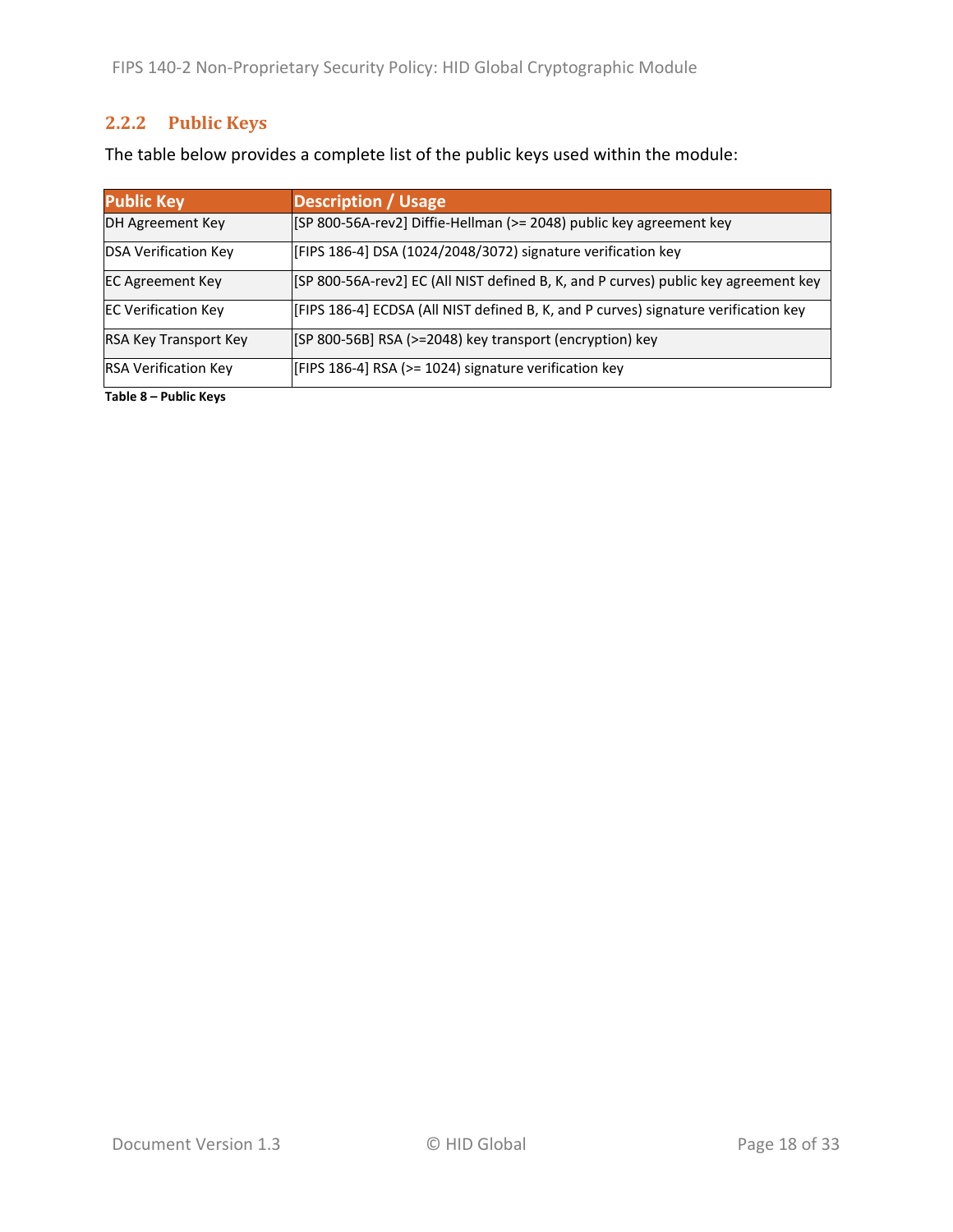### 2.2.2 Public Keys

The table below provides a complete list of the public keys used within the module:

| Public Key | Description / Usage |
| --- | --- |
| DH Agreement Key | [SP 800-56A-rev2] Diffie-Hellman (>= 2048) public key agreement key |
| DSA Verification Key | [FIPS 186-4] DSA (1024/2048/3072) signature verification key |
| EC Agreement Key | [SP 800-56A-rev2] EC (All NIST defined B, K, and P curves) public key agreement key |
| EC Verification Key | [FIPS 186-4] ECDSA (All NIST defined B, K, and P curves) signature verification key |
| RSA Key Transport Key | [SP 800-56B] RSA (>=2048) key transport (encryption) key |
| RSA Verification Key | [FIPS 186-4] RSA (>= 1024) signature verification key |

**Table 8 – Public Keys**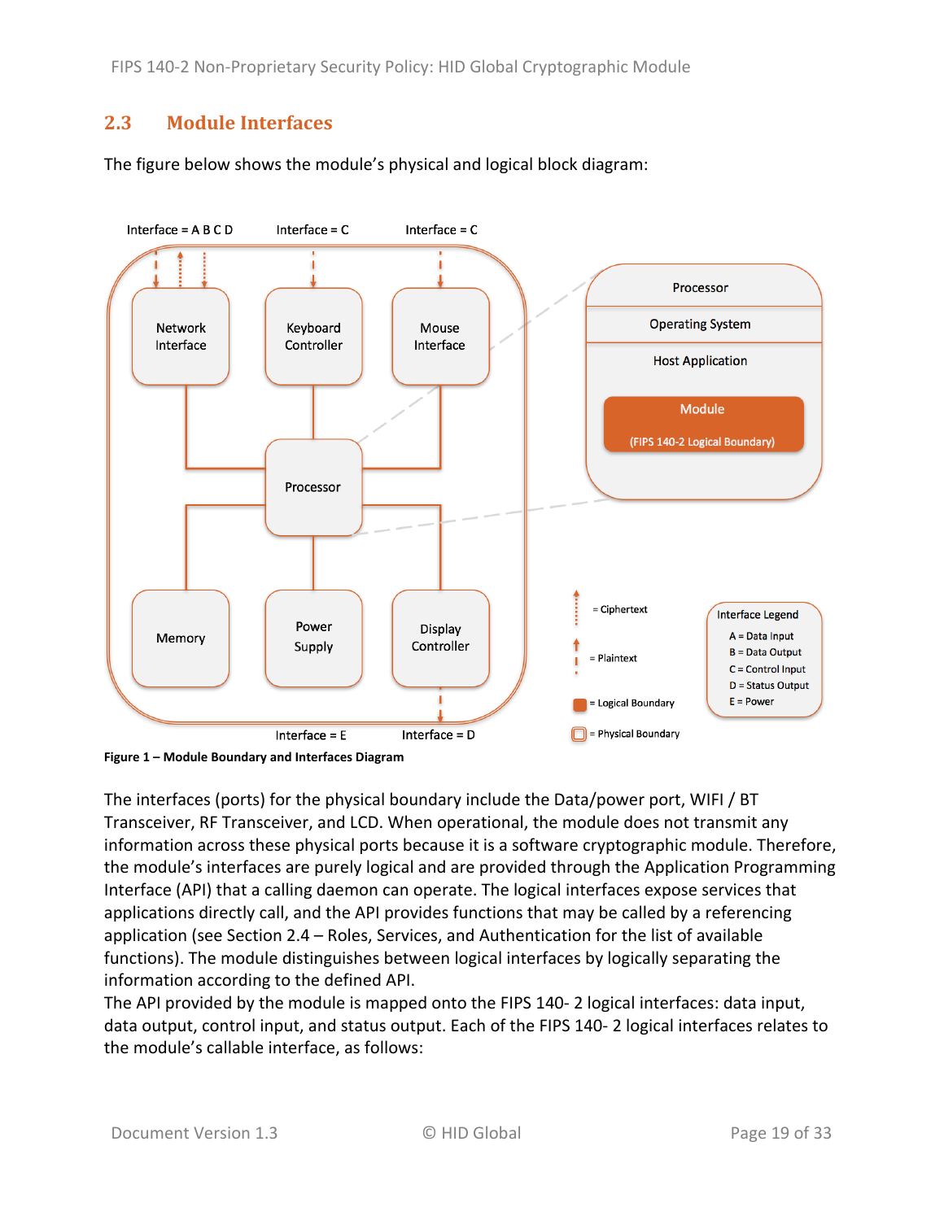## 2.3 Module Interfaces

The figure below shows the module's physical and logical block diagram:

Figure 1 – Module Boundary and Interfaces Diagram

The interfaces (ports) for the physical boundary include the Data/power port, WIFI / BT Transceiver, RF Transceiver, and LCD. When operational, the module does not transmit any information across these physical ports because it is a software cryptographic module. Therefore, the module's interfaces are purely logical and are provided through the Application Programming Interface (API) that a calling daemon can operate. The logical interfaces expose services that applications directly call, and the API provides functions that may be called by a referencing application (see Section 2.4 – Roles, Services, and Authentication for the list of available functions). The module distinguishes between logical interfaces by logically separating the information according to the defined API.

The API provided by the module is mapped onto the FIPS 140- 2 logical interfaces: data input, data output, control input, and status output. Each of the FIPS 140- 2 logical interfaces relates to the module's callable interface, as follows: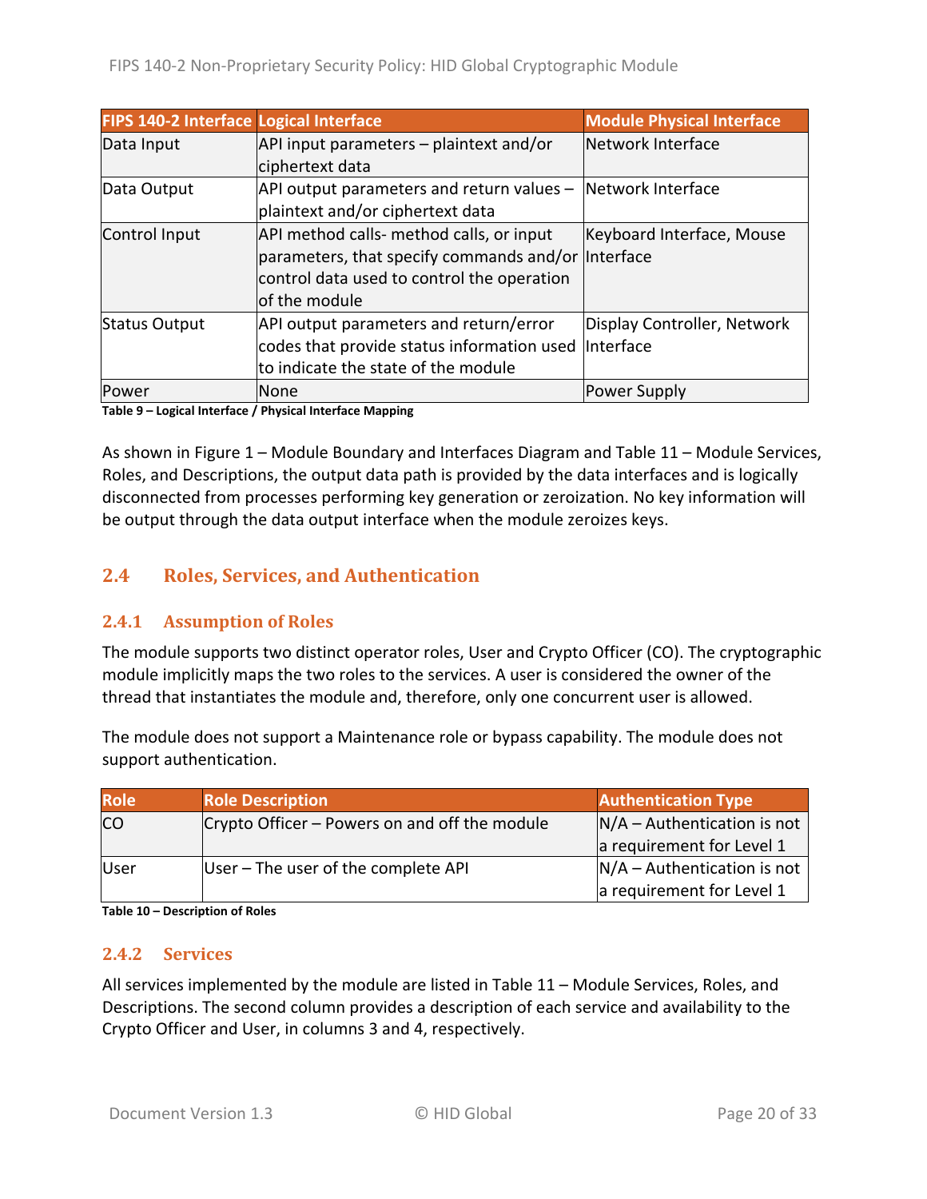| FIPS 140-2 Interface | Logical Interface | Module Physical Interface |
|---|---|---|
| Data Input | API input parameters – plaintext and/or ciphertext data | Network Interface |
| Data Output | API output parameters and return values – plaintext and/or ciphertext data | Network Interface |
| Control Input | API method calls- method calls, or input parameters, that specify commands and/or control data used to control the operation of the module | Keyboard Interface, Mouse Interface |
| Status Output | API output parameters and return/error codes that provide status information used to indicate the state of the module | Display Controller, Network Interface |
| Power | None | Power Supply |

**Table 9 – Logical Interface / Physical Interface Mapping**

As shown in Figure 1 – Module Boundary and Interfaces Diagram and Table 11 – Module Services, Roles, and Descriptions, the output data path is provided by the data interfaces and is logically disconnected from processes performing key generation or zeroization. No key information will be output through the data output interface when the module zeroizes keys.

## 2.4 Roles, Services, and Authentication

### 2.4.1 Assumption of Roles

The module supports two distinct operator roles, User and Crypto Officer (CO). The cryptographic module implicitly maps the two roles to the services. A user is considered the owner of the thread that instantiates the module and, therefore, only one concurrent user is allowed.

The module does not support a Maintenance role or bypass capability. The module does not support authentication.

| Role | Role Description | Authentication Type |
|---|---|---|
| CO | Crypto Officer – Powers on and off the module | N/A – Authentication is not a requirement for Level 1 |
| User | User – The user of the complete API | N/A – Authentication is not a requirement for Level 1 |

**Table 10 – Description of Roles**

### 2.4.2 Services

All services implemented by the module are listed in Table 11 – Module Services, Roles, and Descriptions. The second column provides a description of each service and availability to the Crypto Officer and User, in columns 3 and 4, respectively.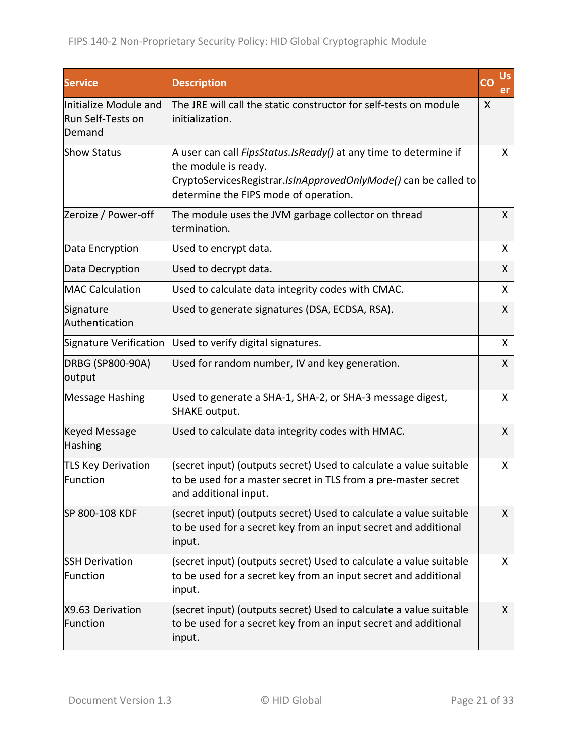| Service | Description | CO | User |
|---|---|---|---|
| Initialize Module and Run Self-Tests on Demand | The JRE will call the static constructor for self-tests on module initialization. | X | |
| Show Status | A user can call *FipsStatus.IsReady()* at any time to determine if the module is ready. CryptoServicesRegistrar.*IsInApprovedOnlyMode()* can be called to determine the FIPS mode of operation. | | X |
| Zeroize / Power-off | The module uses the JVM garbage collector on thread termination. | | X |
| Data Encryption | Used to encrypt data. | | X |
| Data Decryption | Used to decrypt data. | | X |
| MAC Calculation | Used to calculate data integrity codes with CMAC. | | X |
| Signature Authentication | Used to generate signatures (DSA, ECDSA, RSA). | | X |
| Signature Verification | Used to verify digital signatures. | | X |
| DRBG (SP800-90A) output | Used for random number, IV and key generation. | | X |
| Message Hashing | Used to generate a SHA-1, SHA-2, or SHA-3 message digest, SHAKE output. | | X |
| Keyed Message Hashing | Used to calculate data integrity codes with HMAC. | | X |
| TLS Key Derivation Function | (secret input) (outputs secret) Used to calculate a value suitable to be used for a master secret in TLS from a pre-master secret and additional input. | | X |
| SP 800-108 KDF | (secret input) (outputs secret) Used to calculate a value suitable to be used for a secret key from an input secret and additional input. | | X |
| SSH Derivation Function | (secret input) (outputs secret) Used to calculate a value suitable to be used for a secret key from an input secret and additional input. | | X |
| X9.63 Derivation Function | (secret input) (outputs secret) Used to calculate a value suitable to be used for a secret key from an input secret and additional input. | | X |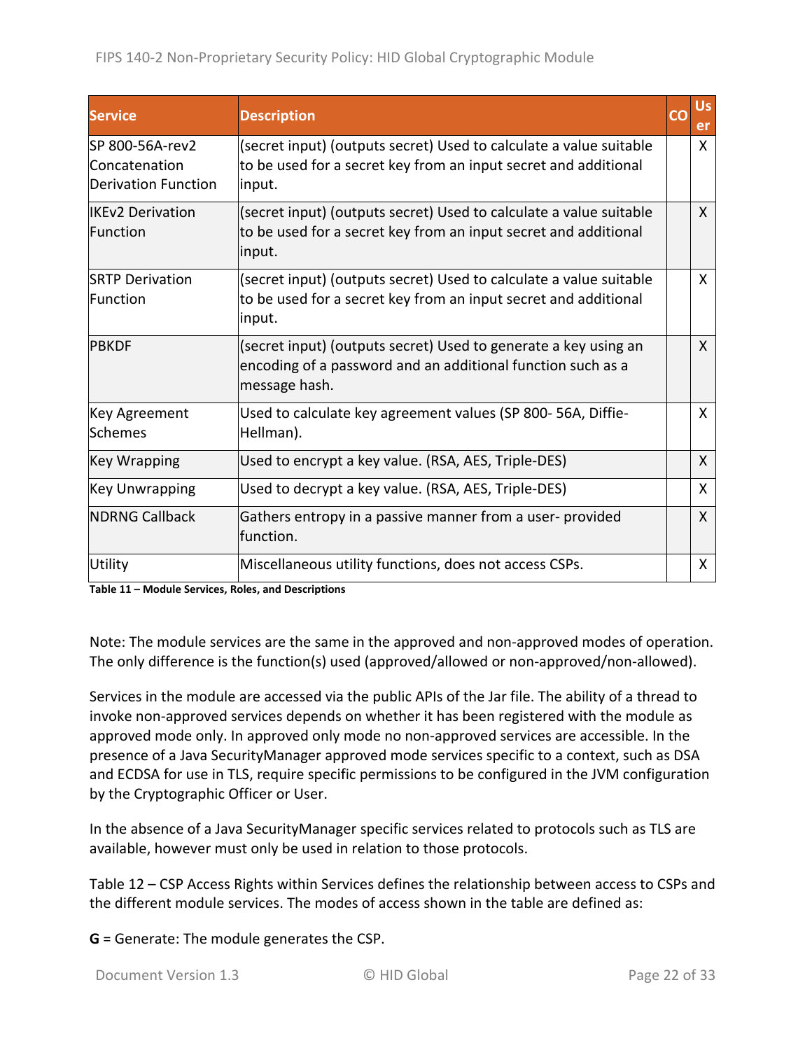| Service | Description | CO | User |
|---|---|---|---|
| SP 800-56A-rev2 Concatenation Derivation Function | (secret input) (outputs secret) Used to calculate a value suitable to be used for a secret key from an input secret and additional input. | | X |
| IKEv2 Derivation Function | (secret input) (outputs secret) Used to calculate a value suitable to be used for a secret key from an input secret and additional input. | | X |
| SRTP Derivation Function | (secret input) (outputs secret) Used to calculate a value suitable to be used for a secret key from an input secret and additional input. | | X |
| PBKDF | (secret input) (outputs secret) Used to generate a key using an encoding of a password and an additional function such as a message hash. | | X |
| Key Agreement Schemes | Used to calculate key agreement values (SP 800- 56A, Diffie-Hellman). | | X |
| Key Wrapping | Used to encrypt a key value. (RSA, AES, Triple-DES) | | X |
| Key Unwrapping | Used to decrypt a key value. (RSA, AES, Triple-DES) | | X |
| NDRNG Callback | Gathers entropy in a passive manner from a user- provided function. | | X |
| Utility | Miscellaneous utility functions, does not access CSPs. | | X |

**Table 11 – Module Services, Roles, and Descriptions**

Note: The module services are the same in the approved and non-approved modes of operation. The only difference is the function(s) used (approved/allowed or non-approved/non-allowed).

Services in the module are accessed via the public APIs of the Jar file. The ability of a thread to invoke non-approved services depends on whether it has been registered with the module as approved mode only. In approved only mode no non-approved services are accessible. In the presence of a Java SecurityManager approved mode services specific to a context, such as DSA and ECDSA for use in TLS, require specific permissions to be configured in the JVM configuration by the Cryptographic Officer or User.

In the absence of a Java SecurityManager specific services related to protocols such as TLS are available, however must only be used in relation to those protocols.

Table 12 – CSP Access Rights within Services defines the relationship between access to CSPs and the different module services. The modes of access shown in the table are defined as:

**G** = Generate: The module generates the CSP.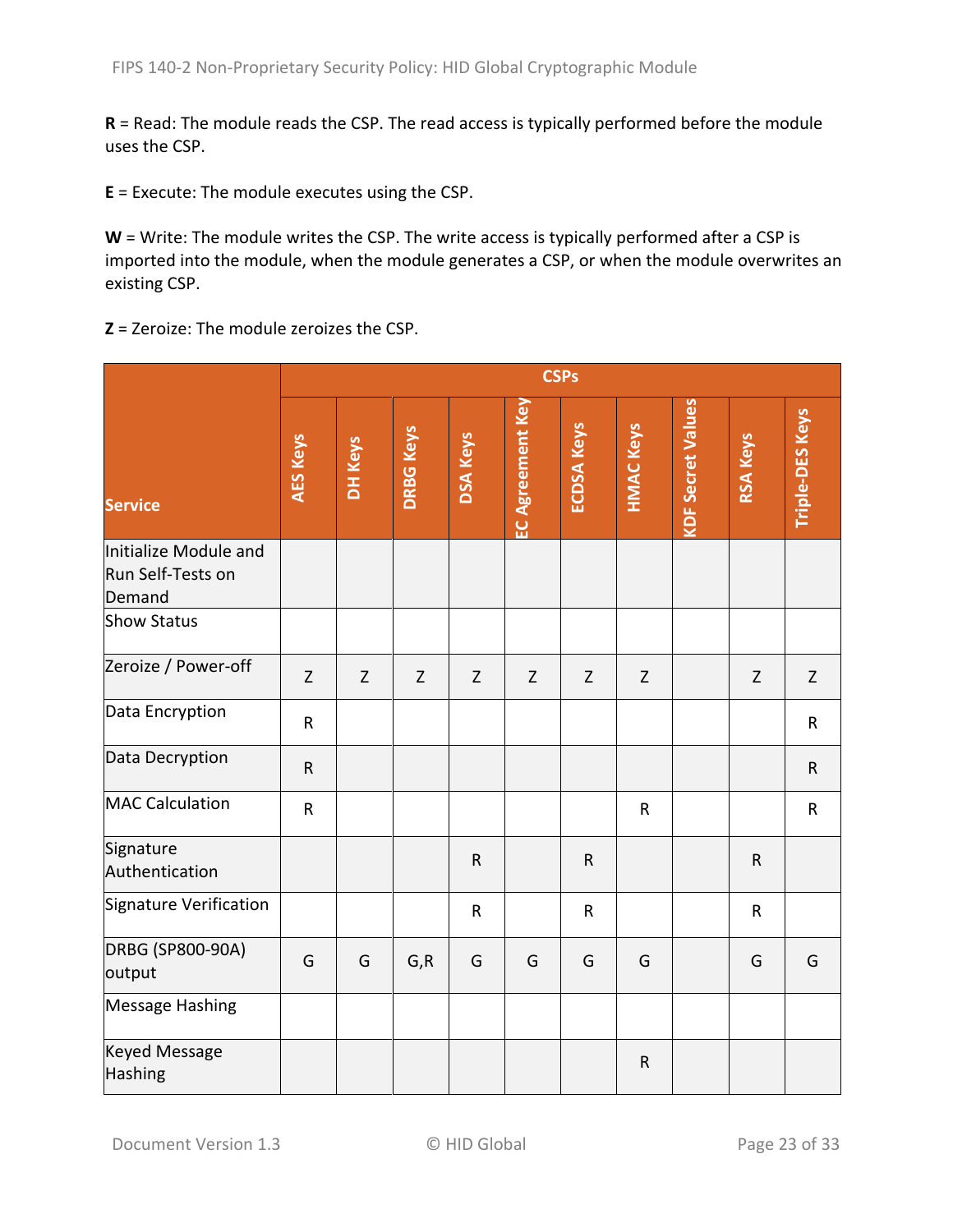**R** = Read: The module reads the CSP. The read access is typically performed before the module uses the CSP.

**E** = Execute: The module executes using the CSP.

**W** = Write: The module writes the CSP. The write access is typically performed after a CSP is imported into the module, when the module generates a CSP, or when the module overwrites an existing CSP.

**Z** = Zeroize: The module zeroizes the CSP.

| Service | CSPs | | | | | | | | | |
|---|---|---|---|---|---|---|---|---|---|---|
| | AES Keys | DH Keys | DRBG Keys | DSA Keys | EC Agreement Key | ECDSA Keys | HMAC Keys | KDF Secret Values | RSA Keys | Triple-DES Keys |
| Initialize Module and Run Self-Tests on Demand | | | | | | | | | | |
| Show Status | | | | | | | | | | |
| Zeroize / Power-off | Z | Z | Z | Z | Z | Z | Z | | Z | Z |
| Data Encryption | R | | | | | | | | | R |
| Data Decryption | R | | | | | | | | | R |
| MAC Calculation | R | | | | | | R | | | R |
| Signature Authentication | | | | R | | R | | | R | |
| Signature Verification | | | | R | | R | | | R | |
| DRBG (SP800-90A) output | G | G | G,R | G | G | G | G | | G | G |
| Message Hashing | | | | | | | | | | |
| Keyed Message Hashing | | | | | | | R | | | |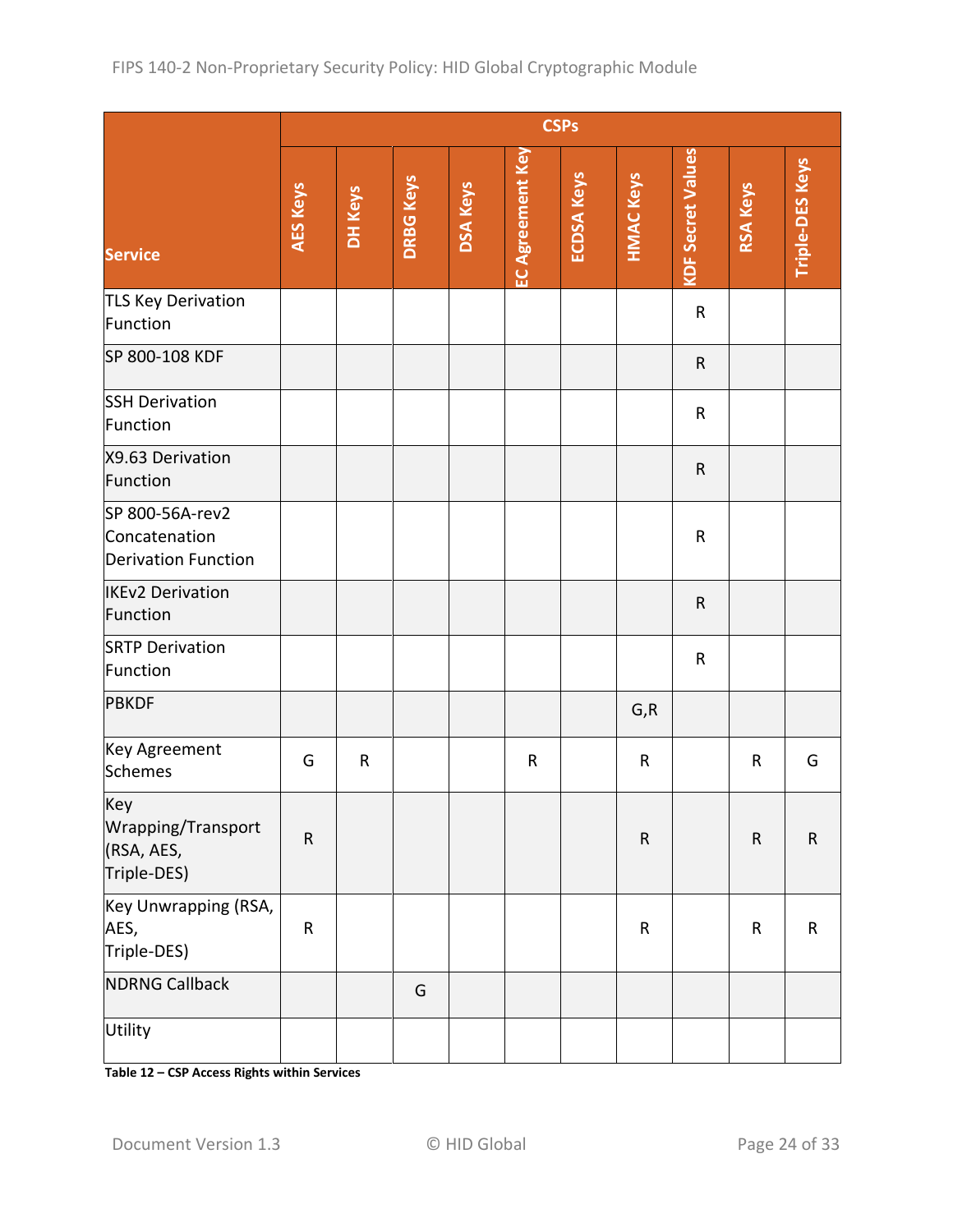| Service | CSPs | | | | | | | | | |
|---|---|---|---|---|---|---|---|---|---|---|
| | AES Keys | DH Keys | DRBG Keys | DSA Keys | EC Agreement Key | ECDSA Keys | HMAC Keys | KDF Secret Values | RSA Keys | Triple-DES Keys |
| TLS Key Derivation Function | | | | | | | | R | | |
| SP 800-108 KDF | | | | | | | | R | | |
| SSH Derivation Function | | | | | | | | R | | |
| X9.63 Derivation Function | | | | | | | | R | | |
| SP 800-56A-rev2 Concatenation Derivation Function | | | | | | | | R | | |
| IKEv2 Derivation Function | | | | | | | | R | | |
| SRTP Derivation Function | | | | | | | | R | | |
| PBKDF | | | | | | | G,R | | | |
| Key Agreement Schemes | G | R | | | R | | R | | R | G |
| Key Wrapping/Transport (RSA, AES, Triple-DES) | R | | | | | | R | | R | R |
| Key Unwrapping (RSA, AES, Triple-DES) | R | | | | | | R | | R | R |
| NDRNG Callback | | | G | | | | | | | |
| Utility | | | | | | | | | | |

**Table 12 – CSP Access Rights within Services**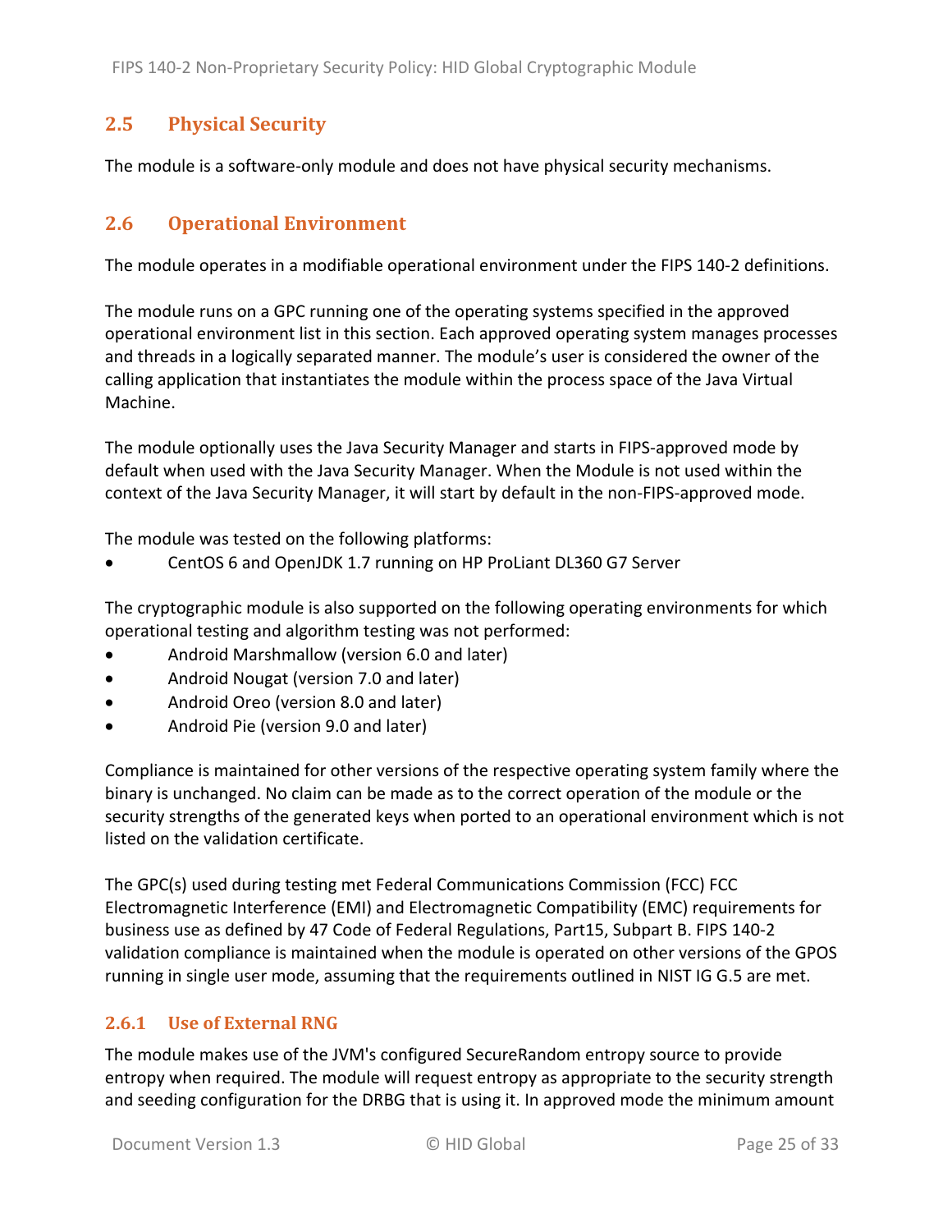## 2.5 Physical Security

The module is a software-only module and does not have physical security mechanisms.

## 2.6 Operational Environment

The module operates in a modifiable operational environment under the FIPS 140-2 definitions.

The module runs on a GPC running one of the operating systems specified in the approved operational environment list in this section. Each approved operating system manages processes and threads in a logically separated manner. The module's user is considered the owner of the calling application that instantiates the module within the process space of the Java Virtual Machine.

The module optionally uses the Java Security Manager and starts in FIPS-approved mode by default when used with the Java Security Manager. When the Module is not used within the context of the Java Security Manager, it will start by default in the non-FIPS-approved mode.

The module was tested on the following platforms:

- CentOS 6 and OpenJDK 1.7 running on HP ProLiant DL360 G7 Server

The cryptographic module is also supported on the following operating environments for which operational testing and algorithm testing was not performed:

- Android Marshmallow (version 6.0 and later)
- Android Nougat (version 7.0 and later)
- Android Oreo (version 8.0 and later)
- Android Pie (version 9.0 and later)

Compliance is maintained for other versions of the respective operating system family where the binary is unchanged. No claim can be made as to the correct operation of the module or the security strengths of the generated keys when ported to an operational environment which is not listed on the validation certificate.

The GPC(s) used during testing met Federal Communications Commission (FCC) FCC Electromagnetic Interference (EMI) and Electromagnetic Compatibility (EMC) requirements for business use as defined by 47 Code of Federal Regulations, Part15, Subpart B. FIPS 140-2 validation compliance is maintained when the module is operated on other versions of the GPOS running in single user mode, assuming that the requirements outlined in NIST IG G.5 are met.

### 2.6.1 Use of External RNG

The module makes use of the JVM's configured SecureRandom entropy source to provide entropy when required. The module will request entropy as appropriate to the security strength and seeding configuration for the DRBG that is using it. In approved mode the minimum amount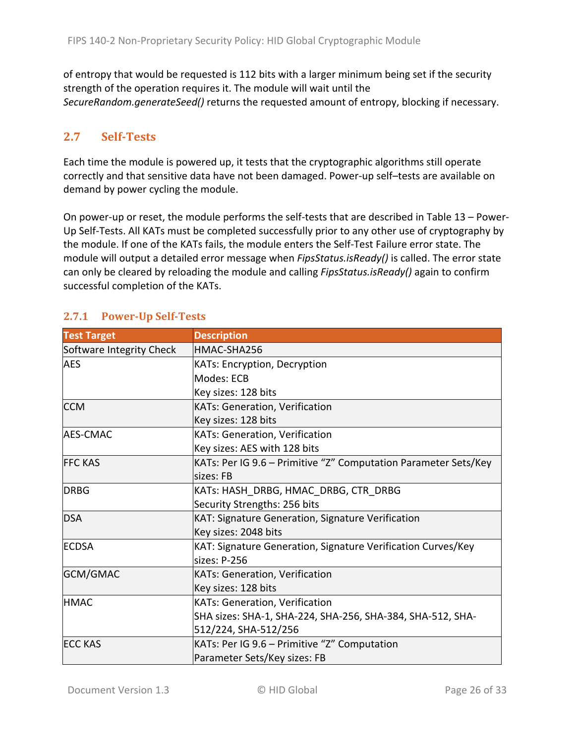of entropy that would be requested is 112 bits with a larger minimum being set if the security strength of the operation requires it. The module will wait until the *SecureRandom.generateSeed()* returns the requested amount of entropy, blocking if necessary.

## 2.7 Self-Tests

Each time the module is powered up, it tests that the cryptographic algorithms still operate correctly and that sensitive data have not been damaged. Power-up self–tests are available on demand by power cycling the module.

On power-up or reset, the module performs the self-tests that are described in Table 13 – Power-Up Self-Tests. All KATs must be completed successfully prior to any other use of cryptography by the module. If one of the KATs fails, the module enters the Self-Test Failure error state. The module will output a detailed error message when *FipsStatus.isReady()* is called. The error state can only be cleared by reloading the module and calling *FipsStatus.isReady()* again to confirm successful completion of the KATs.

### 2.7.1 Power-Up Self-Tests

| Test Target | Description |
|---|---|
| Software Integrity Check | HMAC-SHA256 |
| AES | KATs: Encryption, Decryption<br>Modes: ECB<br>Key sizes: 128 bits |
| CCM | KATs: Generation, Verification<br>Key sizes: 128 bits |
| AES-CMAC | KATs: Generation, Verification<br>Key sizes: AES with 128 bits |
| FFC KAS | KATs: Per IG 9.6 – Primitive "Z" Computation Parameter Sets/Key sizes: FB |
| DRBG | KATs: HASH_DRBG, HMAC_DRBG, CTR_DRBG<br>Security Strengths: 256 bits |
| DSA | KAT: Signature Generation, Signature Verification<br>Key sizes: 2048 bits |
| ECDSA | KAT: Signature Generation, Signature Verification Curves/Key sizes: P-256 |
| GCM/GMAC | KATs: Generation, Verification<br>Key sizes: 128 bits |
| HMAC | KATs: Generation, Verification<br>SHA sizes: SHA-1, SHA-224, SHA-256, SHA-384, SHA-512, SHA-512/224, SHA-512/256 |
| ECC KAS | KATs: Per IG 9.6 – Primitive "Z" Computation<br>Parameter Sets/Key sizes: FB |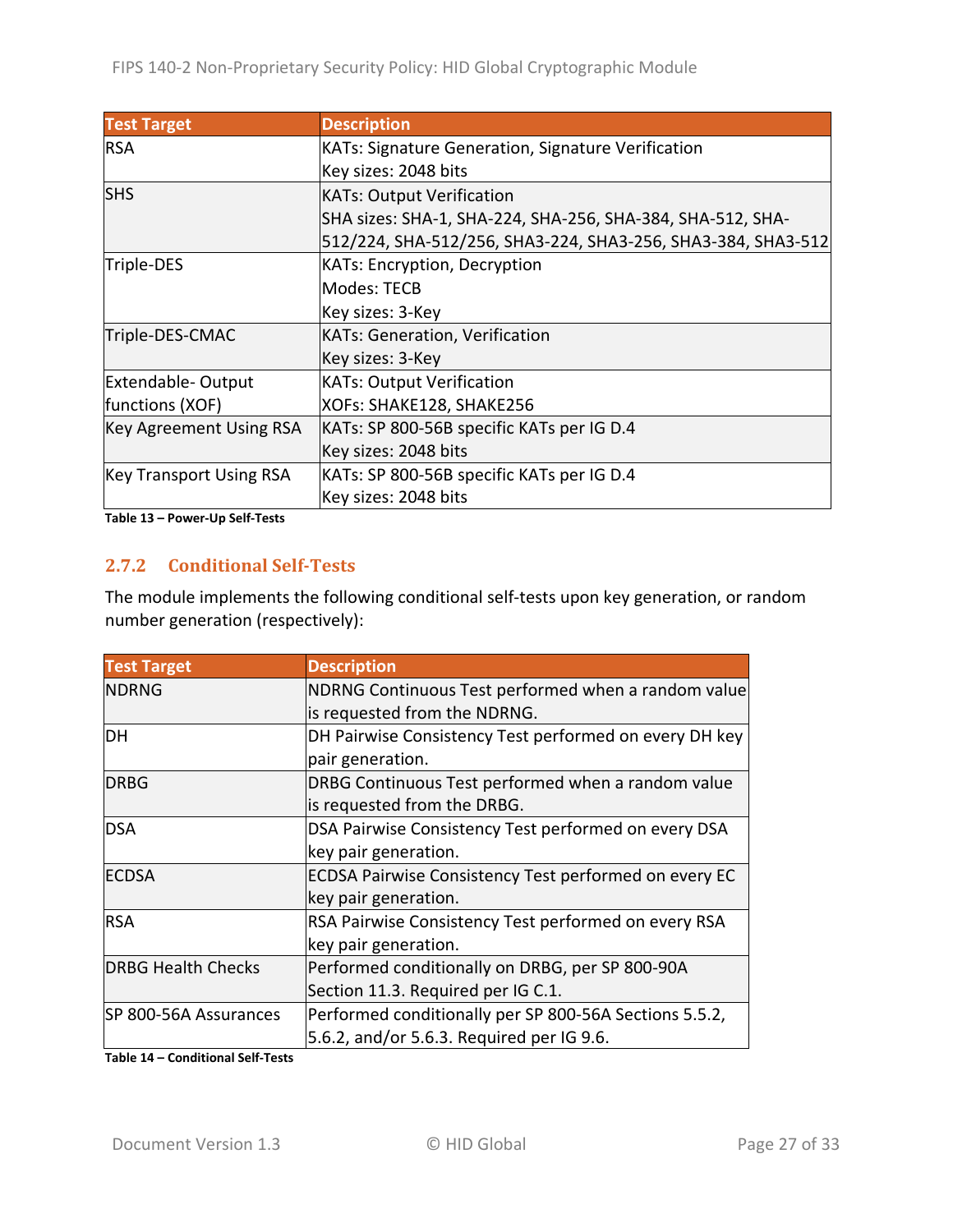| Test Target | Description |
| --- | --- |
| RSA | KATs: Signature Generation, Signature Verification<br>Key sizes: 2048 bits |
| SHS | KATs: Output Verification<br>SHA sizes: SHA-1, SHA-224, SHA-256, SHA-384, SHA-512, SHA-512/224, SHA-512/256, SHA3-224, SHA3-256, SHA3-384, SHA3-512 |
| Triple-DES | KATs: Encryption, Decryption<br>Modes: TECB<br>Key sizes: 3-Key |
| Triple-DES-CMAC | KATs: Generation, Verification<br>Key sizes: 3-Key |
| Extendable- Output functions (XOF) | KATs: Output Verification<br>XOFs: SHAKE128, SHAKE256 |
| Key Agreement Using RSA | KATs: SP 800-56B specific KATs per IG D.4<br>Key sizes: 2048 bits |
| Key Transport Using RSA | KATs: SP 800-56B specific KATs per IG D.4<br>Key sizes: 2048 bits |

**Table 13 – Power-Up Self-Tests**

### 2.7.2 Conditional Self-Tests

The module implements the following conditional self-tests upon key generation, or random number generation (respectively):

| Test Target | Description |
| --- | --- |
| NDRNG | NDRNG Continuous Test performed when a random value is requested from the NDRNG. |
| DH | DH Pairwise Consistency Test performed on every DH key pair generation. |
| DRBG | DRBG Continuous Test performed when a random value is requested from the DRBG. |
| DSA | DSA Pairwise Consistency Test performed on every DSA key pair generation. |
| ECDSA | ECDSA Pairwise Consistency Test performed on every EC key pair generation. |
| RSA | RSA Pairwise Consistency Test performed on every RSA key pair generation. |
| DRBG Health Checks | Performed conditionally on DRBG, per SP 800-90A Section 11.3. Required per IG C.1. |
| SP 800-56A Assurances | Performed conditionally per SP 800-56A Sections 5.5.2, 5.6.2, and/or 5.6.3. Required per IG 9.6. |

**Table 14 – Conditional Self-Tests**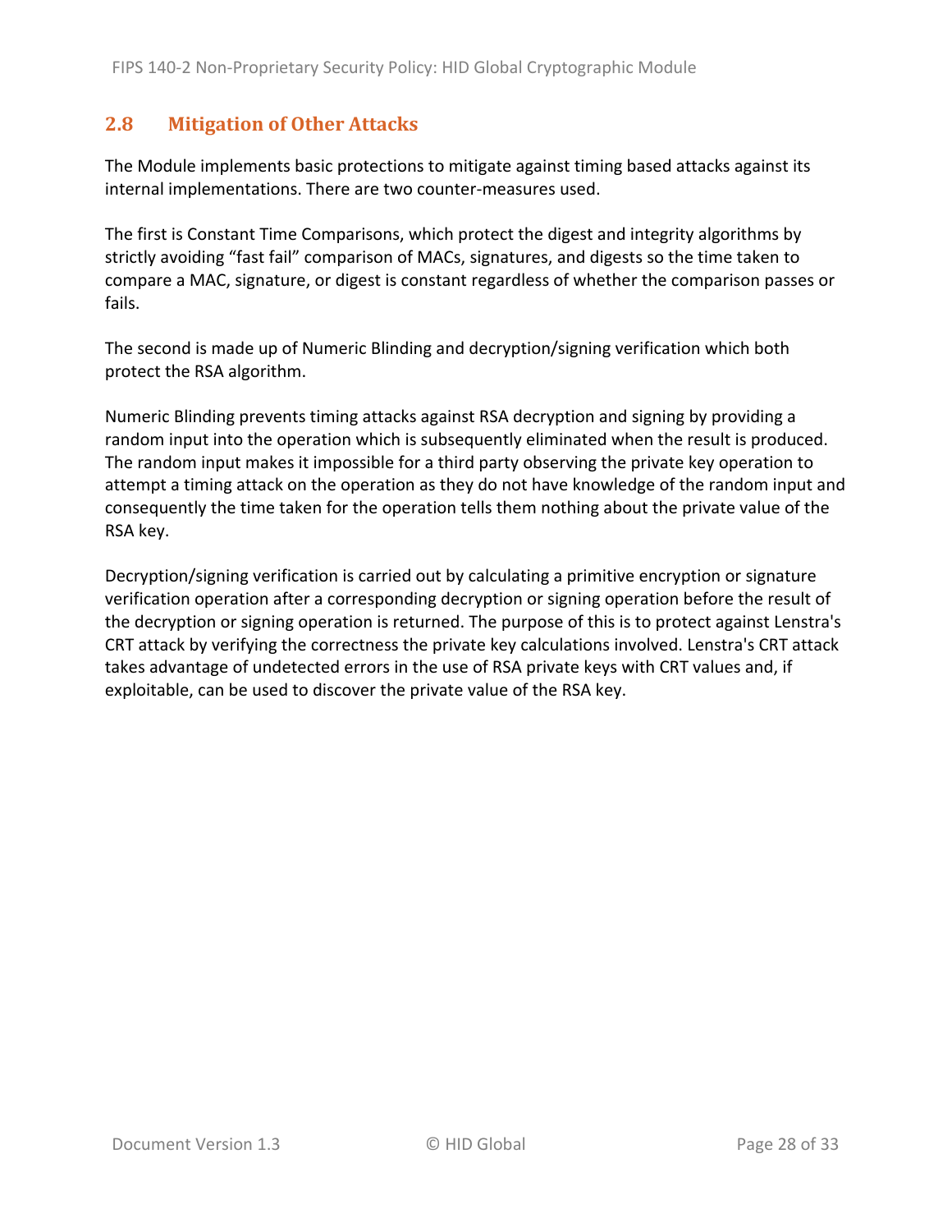## 2.8 Mitigation of Other Attacks

The Module implements basic protections to mitigate against timing based attacks against its internal implementations. There are two counter-measures used.

The first is Constant Time Comparisons, which protect the digest and integrity algorithms by strictly avoiding “fast fail” comparison of MACs, signatures, and digests so the time taken to compare a MAC, signature, or digest is constant regardless of whether the comparison passes or fails.

The second is made up of Numeric Blinding and decryption/signing verification which both protect the RSA algorithm.

Numeric Blinding prevents timing attacks against RSA decryption and signing by providing a random input into the operation which is subsequently eliminated when the result is produced. The random input makes it impossible for a third party observing the private key operation to attempt a timing attack on the operation as they do not have knowledge of the random input and consequently the time taken for the operation tells them nothing about the private value of the RSA key.

Decryption/signing verification is carried out by calculating a primitive encryption or signature verification operation after a corresponding decryption or signing operation before the result of the decryption or signing operation is returned. The purpose of this is to protect against Lenstra's CRT attack by verifying the correctness the private key calculations involved. Lenstra's CRT attack takes advantage of undetected errors in the use of RSA private keys with CRT values and, if exploitable, can be used to discover the private value of the RSA key.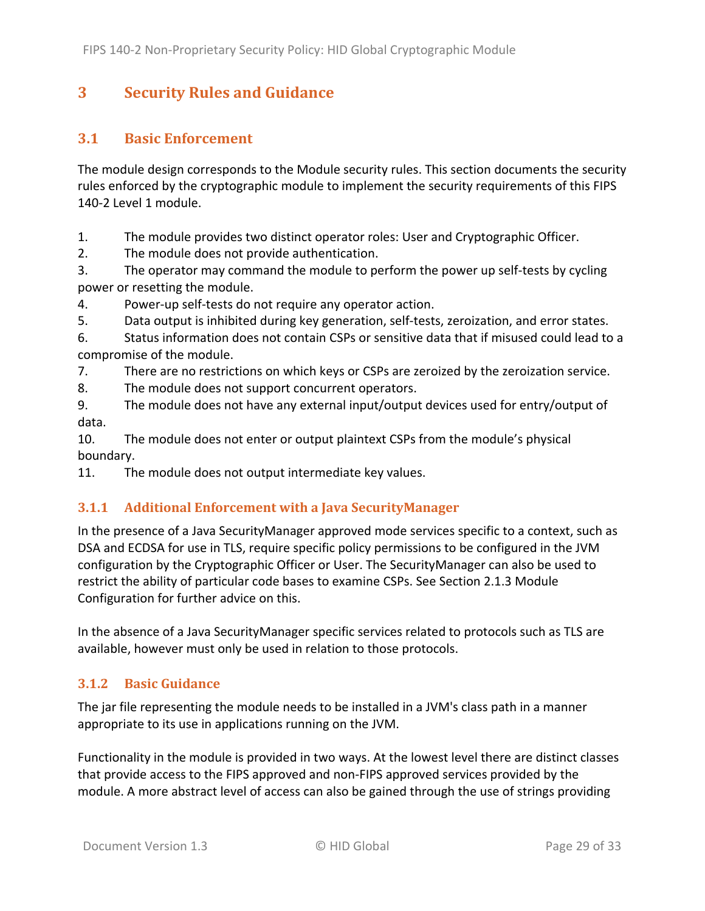# 3 Security Rules and Guidance

## 3.1 Basic Enforcement

The module design corresponds to the Module security rules. This section documents the security rules enforced by the cryptographic module to implement the security requirements of this FIPS 140-2 Level 1 module.

1. The module provides two distinct operator roles: User and Cryptographic Officer.
2. The module does not provide authentication.
3. The operator may command the module to perform the power up self-tests by cycling power or resetting the module.
4. Power-up self-tests do not require any operator action.
5. Data output is inhibited during key generation, self-tests, zeroization, and error states.
6. Status information does not contain CSPs or sensitive data that if misused could lead to a compromise of the module.
7. There are no restrictions on which keys or CSPs are zeroized by the zeroization service.
8. The module does not support concurrent operators.
9. The module does not have any external input/output devices used for entry/output of data.
10. The module does not enter or output plaintext CSPs from the module's physical boundary.
11. The module does not output intermediate key values.

### 3.1.1 Additional Enforcement with a Java SecurityManager

In the presence of a Java SecurityManager approved mode services specific to a context, such as DSA and ECDSA for use in TLS, require specific policy permissions to be configured in the JVM configuration by the Cryptographic Officer or User. The SecurityManager can also be used to restrict the ability of particular code bases to examine CSPs. See Section 2.1.3 Module Configuration for further advice on this.

In the absence of a Java SecurityManager specific services related to protocols such as TLS are available, however must only be used in relation to those protocols.

### 3.1.2 Basic Guidance

The jar file representing the module needs to be installed in a JVM's class path in a manner appropriate to its use in applications running on the JVM.

Functionality in the module is provided in two ways. At the lowest level there are distinct classes that provide access to the FIPS approved and non-FIPS approved services provided by the module. A more abstract level of access can also be gained through the use of strings providing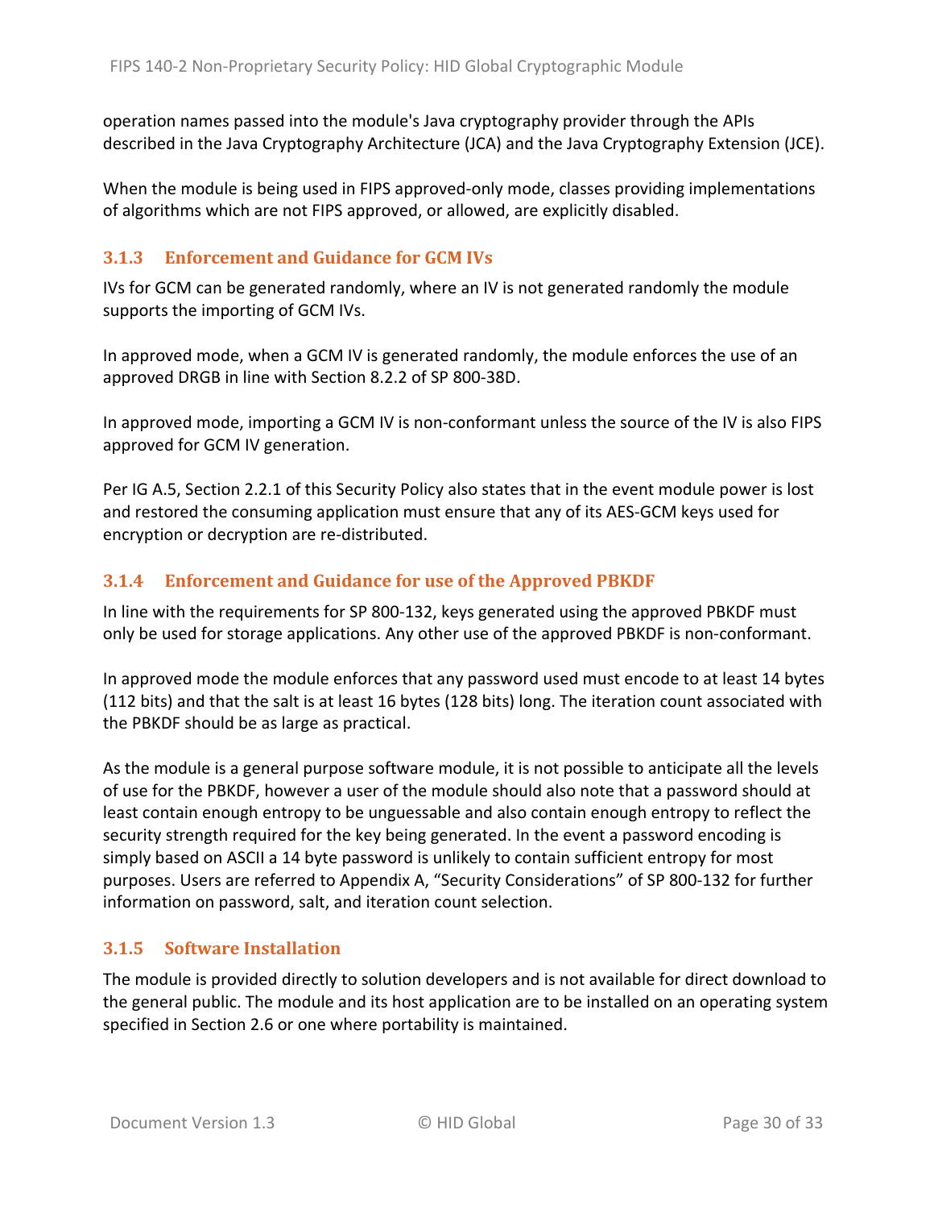operation names passed into the module's Java cryptography provider through the APIs described in the Java Cryptography Architecture (JCA) and the Java Cryptography Extension (JCE).

When the module is being used in FIPS approved-only mode, classes providing implementations of algorithms which are not FIPS approved, or allowed, are explicitly disabled.

### 3.1.3 Enforcement and Guidance for GCM IVs

IVs for GCM can be generated randomly, where an IV is not generated randomly the module supports the importing of GCM IVs.

In approved mode, when a GCM IV is generated randomly, the module enforces the use of an approved DRGB in line with Section 8.2.2 of SP 800-38D.

In approved mode, importing a GCM IV is non-conformant unless the source of the IV is also FIPS approved for GCM IV generation.

Per IG A.5, Section 2.2.1 of this Security Policy also states that in the event module power is lost and restored the consuming application must ensure that any of its AES-GCM keys used for encryption or decryption are re-distributed.

### 3.1.4 Enforcement and Guidance for use of the Approved PBKDF

In line with the requirements for SP 800-132, keys generated using the approved PBKDF must only be used for storage applications. Any other use of the approved PBKDF is non-conformant.

In approved mode the module enforces that any password used must encode to at least 14 bytes (112 bits) and that the salt is at least 16 bytes (128 bits) long. The iteration count associated with the PBKDF should be as large as practical.

As the module is a general purpose software module, it is not possible to anticipate all the levels of use for the PBKDF, however a user of the module should also note that a password should at least contain enough entropy to be unguessable and also contain enough entropy to reflect the security strength required for the key being generated. In the event a password encoding is simply based on ASCII a 14 byte password is unlikely to contain sufficient entropy for most purposes. Users are referred to Appendix A, "Security Considerations" of SP 800-132 for further information on password, salt, and iteration count selection.

### 3.1.5 Software Installation

The module is provided directly to solution developers and is not available for direct download to the general public. The module and its host application are to be installed on an operating system specified in Section 2.6 or one where portability is maintained.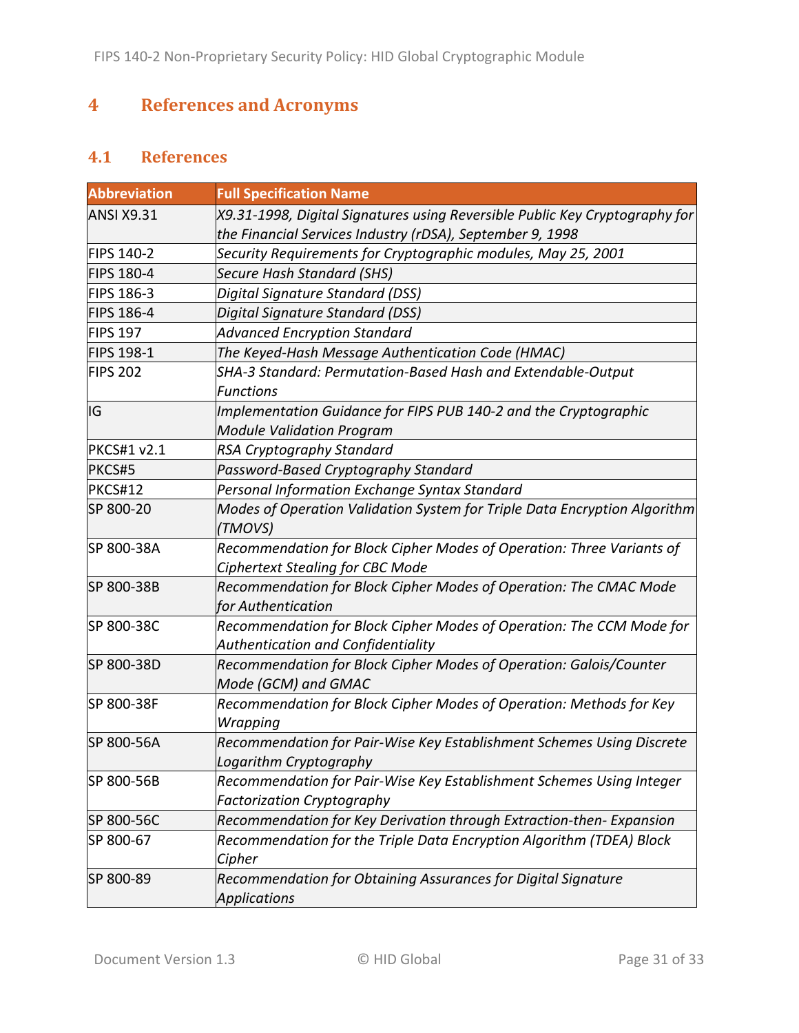# 4 References and Acronyms

## 4.1 References

| Abbreviation | Full Specification Name |
|---|---|
| ANSI X9.31 | *X9.31-1998, Digital Signatures using Reversible Public Key Cryptography for the Financial Services Industry (rDSA), September 9, 1998* |
| FIPS 140-2 | *Security Requirements for Cryptographic modules, May 25, 2001* |
| FIPS 180-4 | *Secure Hash Standard (SHS)* |
| FIPS 186-3 | *Digital Signature Standard (DSS)* |
| FIPS 186-4 | *Digital Signature Standard (DSS)* |
| FIPS 197 | *Advanced Encryption Standard* |
| FIPS 198-1 | *The Keyed-Hash Message Authentication Code (HMAC)* |
| FIPS 202 | *SHA-3 Standard: Permutation-Based Hash and Extendable-Output Functions* |
| IG | *Implementation Guidance for FIPS PUB 140-2 and the Cryptographic Module Validation Program* |
| PKCS#1 v2.1 | *RSA Cryptography Standard* |
| PKCS#5 | *Password-Based Cryptography Standard* |
| PKCS#12 | *Personal Information Exchange Syntax Standard* |
| SP 800-20 | *Modes of Operation Validation System for Triple Data Encryption Algorithm (TMOVS)* |
| SP 800-38A | *Recommendation for Block Cipher Modes of Operation: Three Variants of Ciphertext Stealing for CBC Mode* |
| SP 800-38B | *Recommendation for Block Cipher Modes of Operation: The CMAC Mode for Authentication* |
| SP 800-38C | *Recommendation for Block Cipher Modes of Operation: The CCM Mode for Authentication and Confidentiality* |
| SP 800-38D | *Recommendation for Block Cipher Modes of Operation: Galois/Counter Mode (GCM) and GMAC* |
| SP 800-38F | *Recommendation for Block Cipher Modes of Operation: Methods for Key Wrapping* |
| SP 800-56A | *Recommendation for Pair-Wise Key Establishment Schemes Using Discrete Logarithm Cryptography* |
| SP 800-56B | *Recommendation for Pair-Wise Key Establishment Schemes Using Integer Factorization Cryptography* |
| SP 800-56C | *Recommendation for Key Derivation through Extraction-then- Expansion* |
| SP 800-67 | *Recommendation for the Triple Data Encryption Algorithm (TDEA) Block Cipher* |
| SP 800-89 | *Recommendation for Obtaining Assurances for Digital Signature Applications* |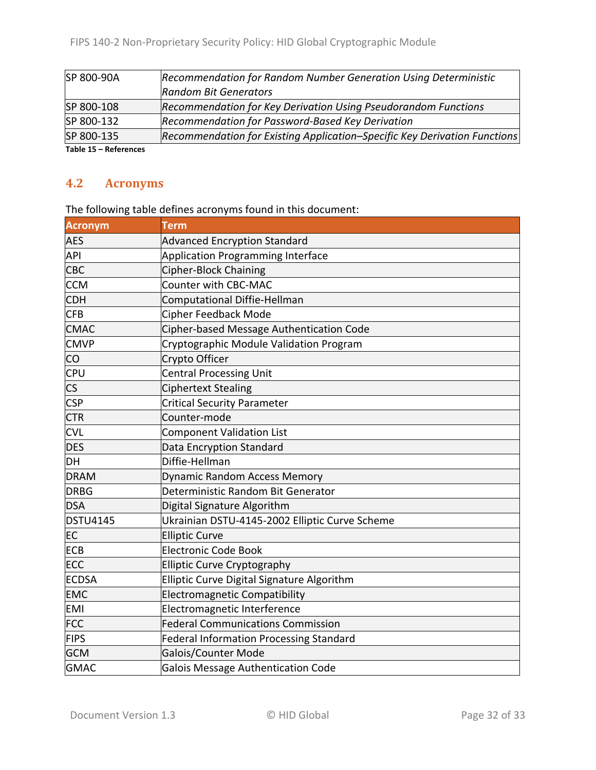| | |
|---|---|
| SP 800-90A | *Recommendation for Random Number Generation Using Deterministic Random Bit Generators* |
| SP 800-108 | *Recommendation for Key Derivation Using Pseudorandom Functions* |
| SP 800-132 | *Recommendation for Password-Based Key Derivation* |
| SP 800-135 | *Recommendation for Existing Application–Specific Key Derivation Functions* |

**Table 15 – References**

## 4.2 Acronyms

The following table defines acronyms found in this document:

| Acronym | Term |
|---|---|
| AES | Advanced Encryption Standard |
| API | Application Programming Interface |
| CBC | Cipher-Block Chaining |
| CCM | Counter with CBC-MAC |
| CDH | Computational Diffie-Hellman |
| CFB | Cipher Feedback Mode |
| CMAC | Cipher-based Message Authentication Code |
| CMVP | Cryptographic Module Validation Program |
| CO | Crypto Officer |
| CPU | Central Processing Unit |
| CS | Ciphertext Stealing |
| CSP | Critical Security Parameter |
| CTR | Counter-mode |
| CVL | Component Validation List |
| DES | Data Encryption Standard |
| DH | Diffie-Hellman |
| DRAM | Dynamic Random Access Memory |
| DRBG | Deterministic Random Bit Generator |
| DSA | Digital Signature Algorithm |
| DSTU4145 | Ukrainian DSTU-4145-2002 Elliptic Curve Scheme |
| EC | Elliptic Curve |
| ECB | Electronic Code Book |
| ECC | Elliptic Curve Cryptography |
| ECDSA | Elliptic Curve Digital Signature Algorithm |
| EMC | Electromagnetic Compatibility |
| EMI | Electromagnetic Interference |
| FCC | Federal Communications Commission |
| FIPS | Federal Information Processing Standard |
| GCM | Galois/Counter Mode |
| GMAC | Galois Message Authentication Code |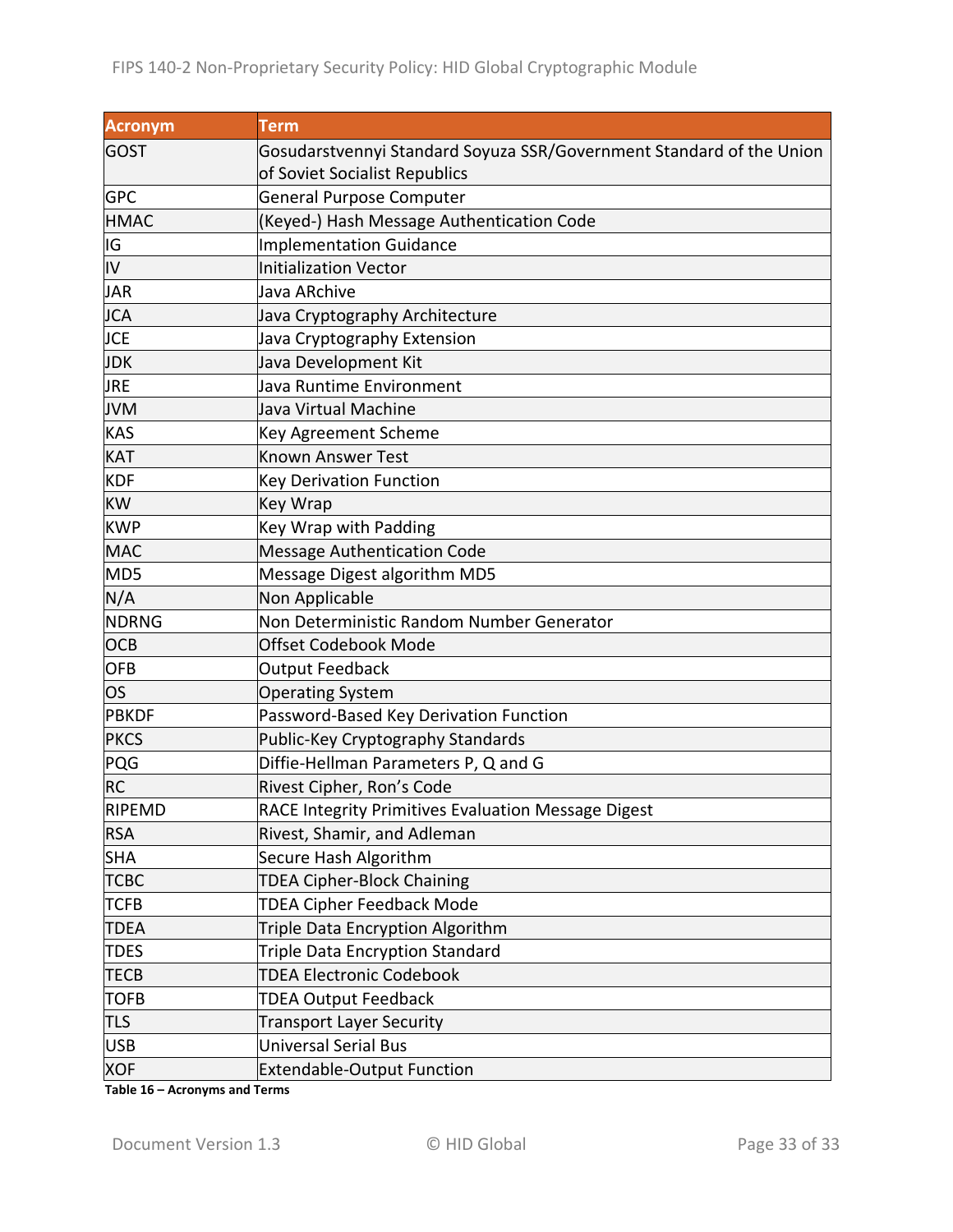| Acronym | Term |
|---|---|
| GOST | Gosudarstvennyi Standard Soyuza SSR/Government Standard of the Union of Soviet Socialist Republics |
| GPC | General Purpose Computer |
| HMAC | (Keyed-) Hash Message Authentication Code |
| IG | Implementation Guidance |
| IV | Initialization Vector |
| JAR | Java ARchive |
| JCA | Java Cryptography Architecture |
| JCE | Java Cryptography Extension |
| JDK | Java Development Kit |
| JRE | Java Runtime Environment |
| JVM | Java Virtual Machine |
| KAS | Key Agreement Scheme |
| KAT | Known Answer Test |
| KDF | Key Derivation Function |
| KW | Key Wrap |
| KWP | Key Wrap with Padding |
| MAC | Message Authentication Code |
| MD5 | Message Digest algorithm MD5 |
| N/A | Non Applicable |
| NDRNG | Non Deterministic Random Number Generator |
| OCB | Offset Codebook Mode |
| OFB | Output Feedback |
| OS | Operating System |
| PBKDF | Password-Based Key Derivation Function |
| PKCS | Public-Key Cryptography Standards |
| PQG | Diffie-Hellman Parameters P, Q and G |
| RC | Rivest Cipher, Ron's Code |
| RIPEMD | RACE Integrity Primitives Evaluation Message Digest |
| RSA | Rivest, Shamir, and Adleman |
| SHA | Secure Hash Algorithm |
| TCBC | TDEA Cipher-Block Chaining |
| TCFB | TDEA Cipher Feedback Mode |
| TDEA | Triple Data Encryption Algorithm |
| TDES | Triple Data Encryption Standard |
| TECB | TDEA Electronic Codebook |
| TOFB | TDEA Output Feedback |
| TLS | Transport Layer Security |
| USB | Universal Serial Bus |
| XOF | Extendable-Output Function |

**Table 16 – Acronyms and Terms**